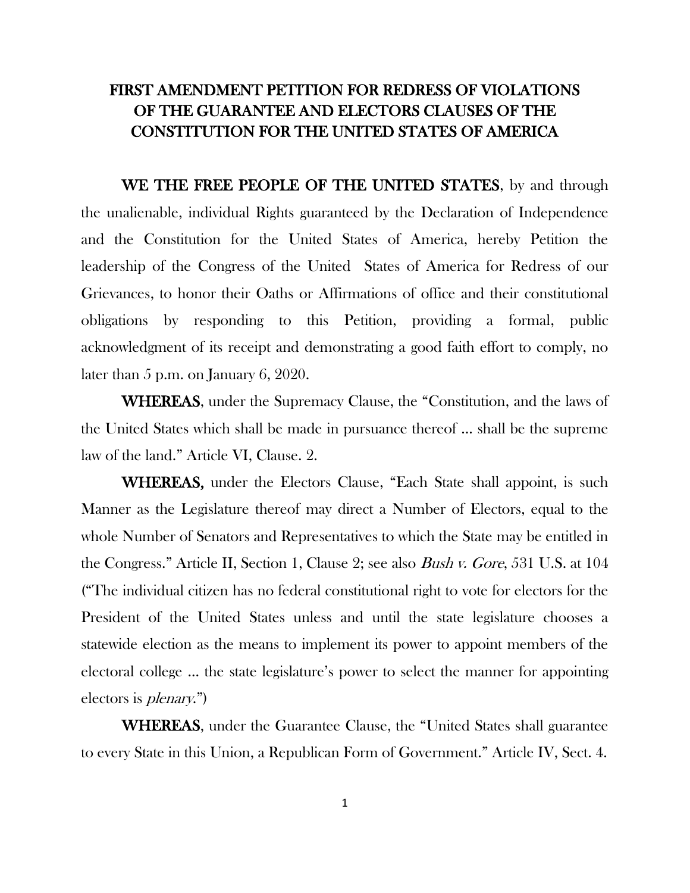# FIRST AMENDMENT PETITION FOR REDRESS OF VIOLATIONS OF THE GUARANTEE AND ELECTORS CLAUSES OF THE CONSTITUTION FOR THE UNITED STATES OF AMERICA

**WE THE FREE PEOPLE OF THE UNITED STATES**, by and through the unalienable, individual Rights guaranteed by the Declaration of Independence and the Constitution for the United States of America, hereby Petition the leadership of the Congress of the United States of America for Redress of our Grievances, to honor their Oaths or Affirmations of office and their constitutional obligations by responding to this Petition, providing a formal, public acknowledgment of its receipt and demonstrating a good faith effort to comply, no later than 5 p.m. on January 6, 2020.

**WHEREAS**, under the Supremacy Clause, the "Constitution, and the laws of the United States which shall be made in pursuance thereof ... shall be the supreme law of the land." Article VI, Clause. 2.

**WHEREAS,** under the Electors Clause, "Each State shall appoint, is such Manner as the Legislature thereof may direct a Number of Electors, equal to the whole Number of Senators and Representatives to which the State may be entitled in the Congress." Article II, Section 1, Clause 2; see also *Bush v. Gore*, 531 U.S. at 104 ("The individual citizen has no federal constitutional right to vote for electors for the President of the United States unless and until the state legislature chooses a statewide election as the means to implement its power to appoint members of the electoral college ... the state legislature's power to select the manner for appointing electors is *plenary*.")

**WHEREAS**, under the Guarantee Clause, the "United States shall guarantee to every State in this Union, a Republican Form of Government." Article IV, Sect. 4.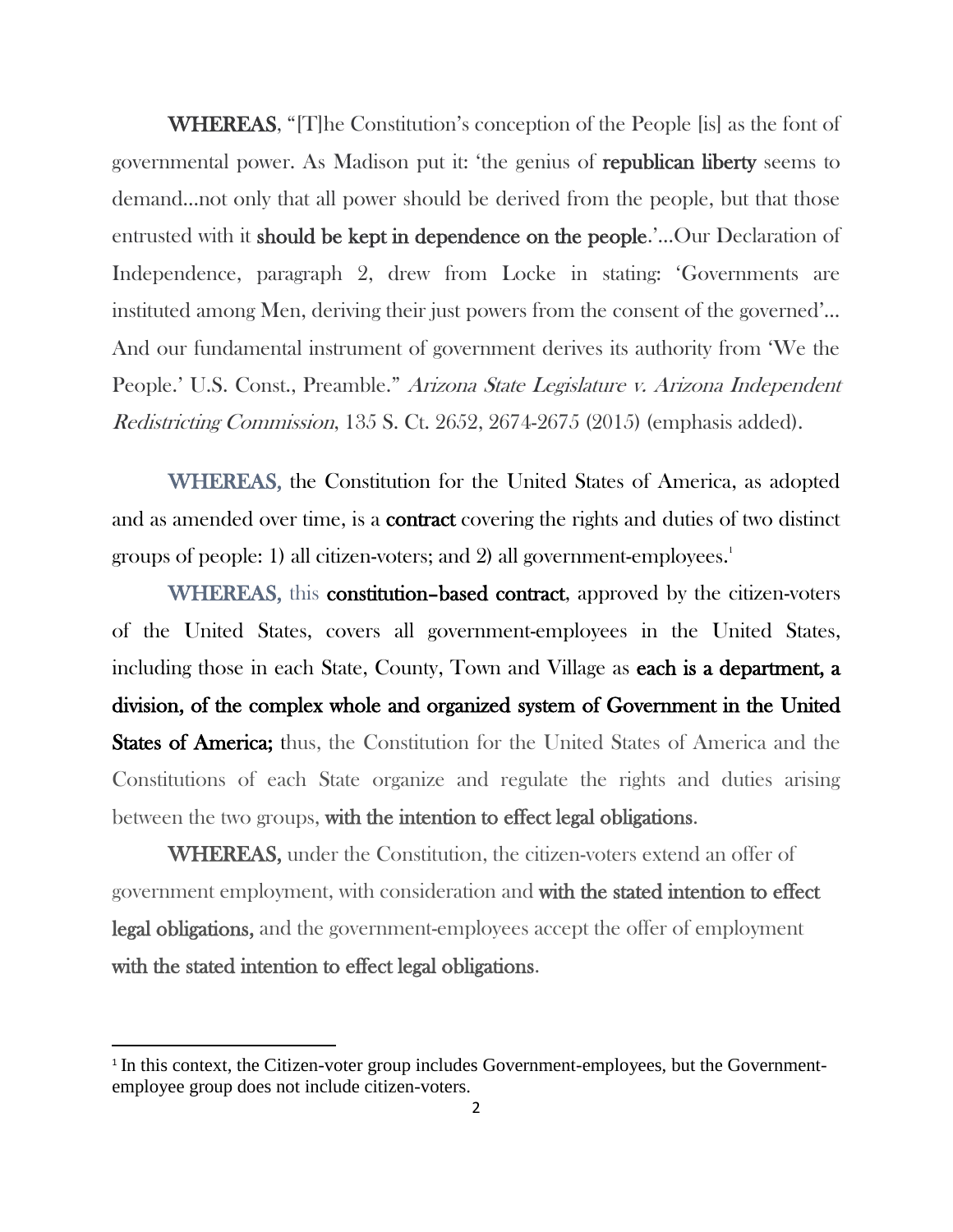**WHEREAS**, "[T]he Constitution's conception of the People [is] as the font of governmental power. As Madison put it: 'the genius of **republican liberty** seems to demand…not only that all power should be derived from the people, but that those entrusted with it **should be kept in dependence on the people**.'…Our Declaration of Independence, paragraph 2, drew from Locke in stating: 'Governments are instituted among Men, deriving their just powers from the consent of the governed'… And our fundamental instrument of government derives its authority from 'We the People.' U.S. Const., Preamble." *Arizona State Legislature v. Arizona Independent Redistricting Commission*, 135 S. Ct. 2652, 2674-2675 (2015) (emphasis added).

**WHEREAS,** the Constitution for the United States of America, as adopted and as amended over time, is a **contract** covering the rights and duties of two distinct groups of people: 1) all citizen-voters; and 2) all government-employees.[1]

**WHEREAS,** this **constitution–based contract**, approved by the citizen-voters of the United States, covers all government-employees in the United States, including those in each State, County, Town and Village as **each is a department, a division, of the complex whole and organized system of Government in the United States of America;** thus, the Constitution for the United States of America and the Constitutions of each State organize and regulate the rights and duties arising between the two groups, **with the intention to effect legal obligations**.

**WHEREAS,** under the Constitution, the citizen-voters extend an offer of government employment, with consideration and **with the stated intention to effect legal obligations,** and the government-employees accept the offer of employment **with the stated intention to effect legal obligations**.

---

[1] In this context, the Citizen-voter group includes Government-employees, but the Government-employee group does not include citizen-voters.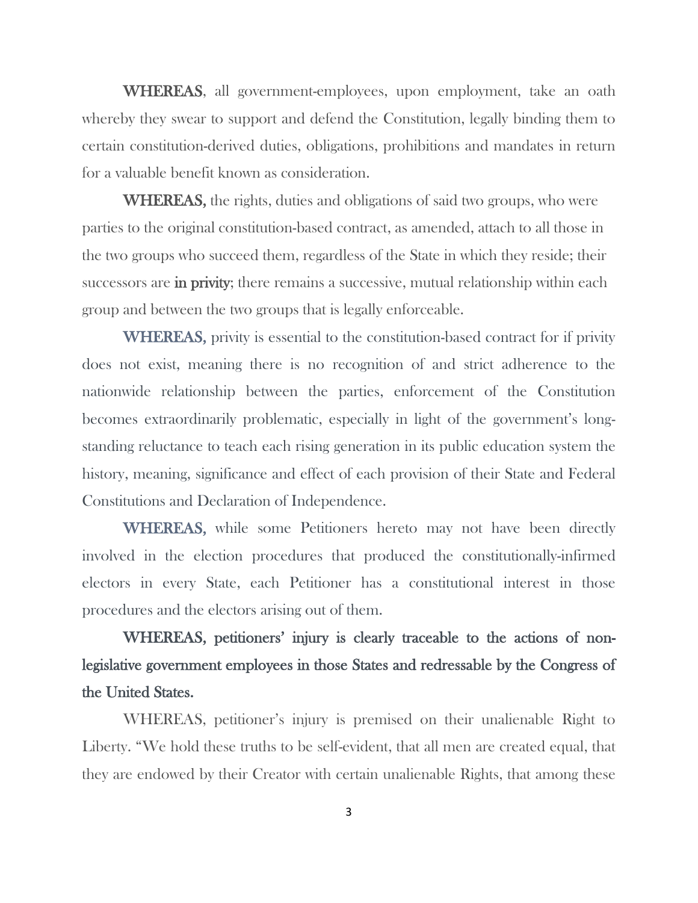**WHEREAS**, all government-employees, upon employment, take an oath whereby they swear to support and defend the Constitution, legally binding them to certain constitution-derived duties, obligations, prohibitions and mandates in return for a valuable benefit known as consideration.

**WHEREAS,** the rights, duties and obligations of said two groups, who were parties to the original constitution-based contract, as amended, attach to all those in the two groups who succeed them, regardless of the State in which they reside; their successors are **in privity**; there remains a successive, mutual relationship within each group and between the two groups that is legally enforceable.

**WHEREAS,** privity is essential to the constitution-based contract for if privity does not exist, meaning there is no recognition of and strict adherence to the nationwide relationship between the parties, enforcement of the Constitution becomes extraordinarily problematic, especially in light of the government's long-standing reluctance to teach each rising generation in its public education system the history, meaning, significance and effect of each provision of their State and Federal Constitutions and Declaration of Independence.

**WHEREAS,** while some Petitioners hereto may not have been directly involved in the election procedures that produced the constitutionally-infirmed electors in every State, each Petitioner has a constitutional interest in those procedures and the electors arising out of them.

**WHEREAS, petitioners' injury is clearly traceable to the actions of non-legislative government employees in those States and redressable by the Congress of the United States.**

WHEREAS, petitioner's injury is premised on their unalienable Right to Liberty. "We hold these truths to be self-evident, that all men are created equal, that they are endowed by their Creator with certain unalienable Rights, that among these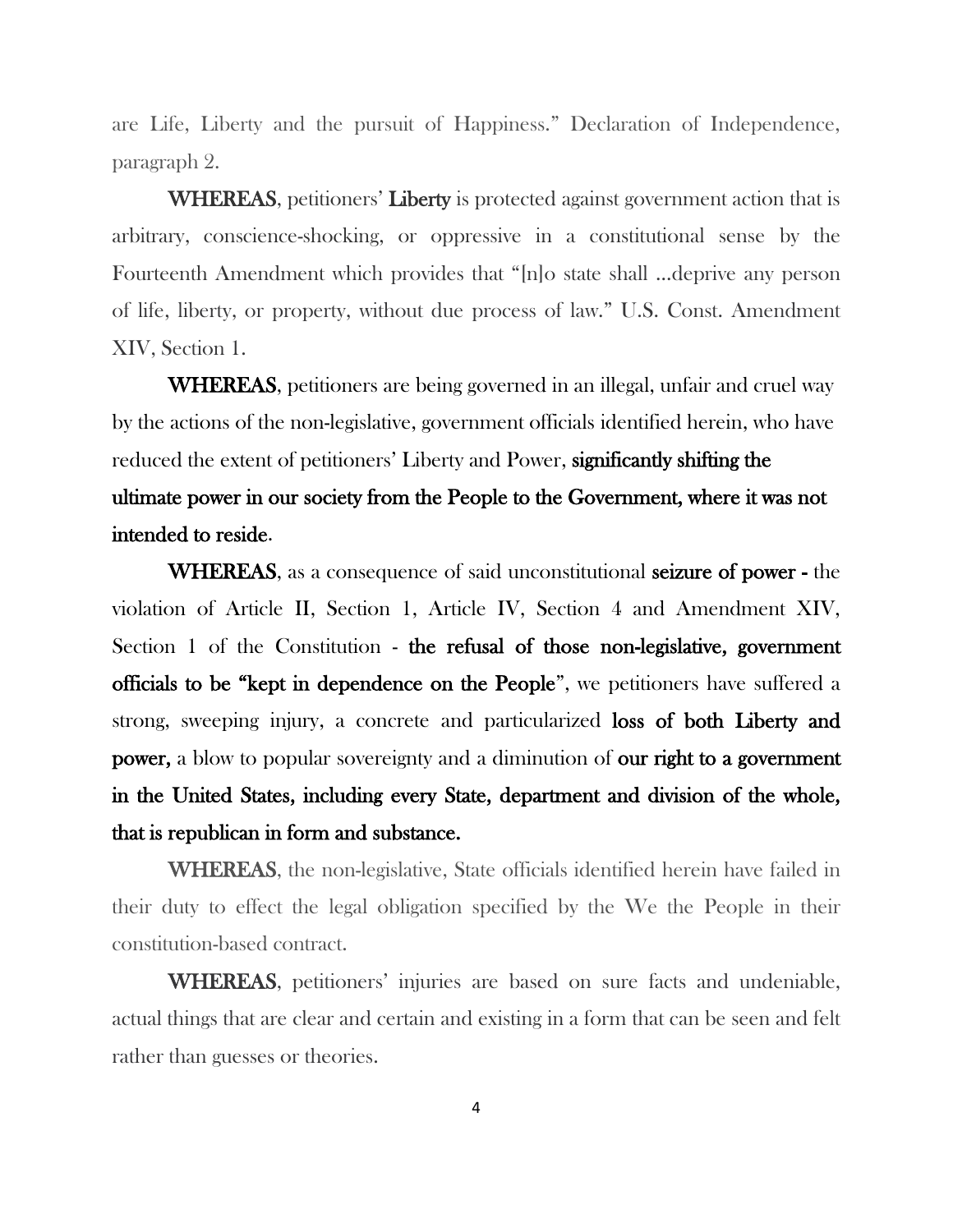are Life, Liberty and the pursuit of Happiness." Declaration of Independence, paragraph 2.

**WHEREAS**, petitioners' **Liberty** is protected against government action that is arbitrary, conscience-shocking, or oppressive in a constitutional sense by the Fourteenth Amendment which provides that "[n]o state shall ...deprive any person of life, liberty, or property, without due process of law." U.S. Const. Amendment XIV, Section 1.

**WHEREAS**, petitioners are being governed in an illegal, unfair and cruel way by the actions of the non-legislative, government officials identified herein, who have reduced the extent of petitioners' Liberty and Power, **significantly shifting the ultimate power in our society from the People to the Government, where it was not intended to reside**.

**WHEREAS**, as a consequence of said unconstitutional **seizure of power -** the violation of Article II, Section 1, Article IV, Section 4 and Amendment XIV, Section 1 of the Constitution - **the refusal of those non-legislative, government officials to be "kept in dependence on the People**", we petitioners have suffered a strong, sweeping injury, a concrete and particularized **loss of both Liberty and power,** a blow to popular sovereignty and a diminution of **our right to a government in the United States, including every State, department and division of the whole, that is republican in form and substance.**

**WHEREAS**, the non-legislative, State officials identified herein have failed in their duty to effect the legal obligation specified by the We the People in their constitution-based contract.

**WHEREAS**, petitioners' injuries are based on sure facts and undeniable, actual things that are clear and certain and existing in a form that can be seen and felt rather than guesses or theories.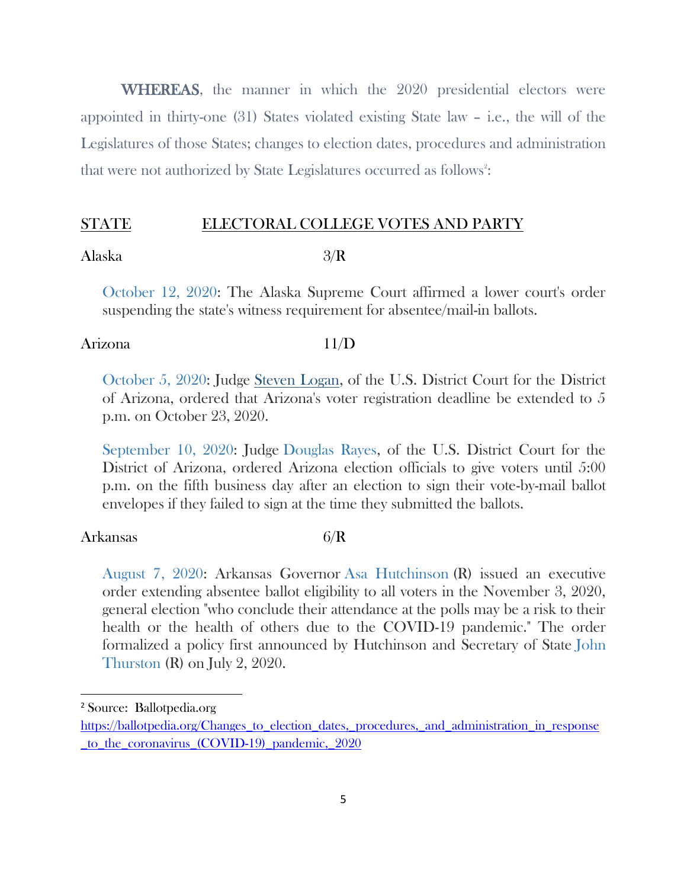**WHEREAS**, the manner in which the 2020 presidential electors were appointed in thirty-one (31) States violated existing State law – i.e., the will of the Legislatures of those States; changes to election dates, procedures and administration that were not authorized by State Legislatures occurred as follows[2]:

| STATE | ELECTORAL COLLEGE VOTES AND PARTY |
|---|---|

Alaska 3/R

> October 12, 2020: The Alaska Supreme Court affirmed a lower court's order suspending the state's witness requirement for absentee/mail-in ballots.

Arizona 11/D

> October 5, 2020: Judge Steven Logan, of the U.S. District Court for the District of Arizona, ordered that Arizona's voter registration deadline be extended to 5 p.m. on October 23, 2020.

> September 10, 2020: Judge Douglas Rayes, of the U.S. District Court for the District of Arizona, ordered Arizona election officials to give voters until 5:00 p.m. on the fifth business day after an election to sign their vote-by-mail ballot envelopes if they failed to sign at the time they submitted the ballots.

Arkansas 6/R

> August 7, 2020: Arkansas Governor Asa Hutchinson (R) issued an executive order extending absentee ballot eligibility to all voters in the November 3, 2020, general election "who conclude their attendance at the polls may be a risk to their health or the health of others due to the COVID-19 pandemic." The order formalized a policy first announced by Hutchinson and Secretary of State John Thurston (R) on July 2, 2020.

---

[2] Source: Ballotpedia.org https://ballotpedia.org/Changes_to_election_dates,_procedures,_and_administration_in_response_to_the_coronavirus_(COVID-19)_pandemic,_2020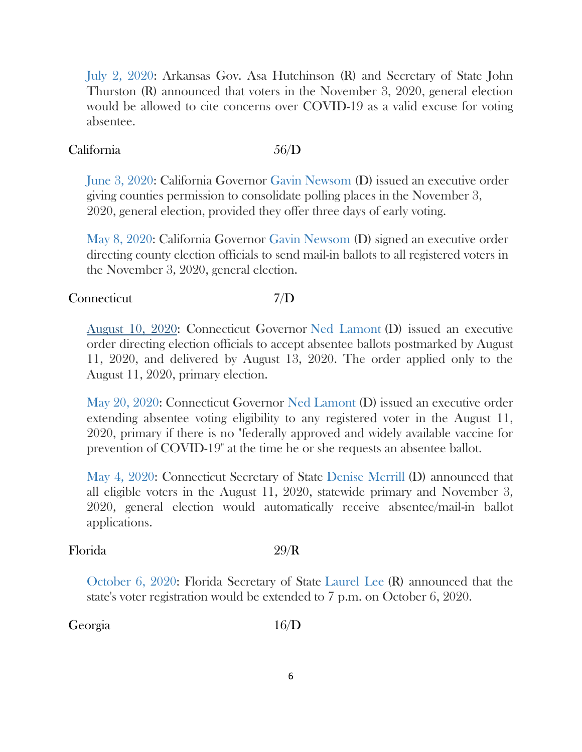July 2, 2020: Arkansas Gov. Asa Hutchinson (R) and Secretary of State John Thurston (R) announced that voters in the November 3, 2020, general election would be allowed to cite concerns over COVID-19 as a valid excuse for voting absentee.

California 56/D

June 3, 2020: California Governor Gavin Newsom (D) issued an executive order giving counties permission to consolidate polling places in the November 3, 2020, general election, provided they offer three days of early voting.

May 8, 2020: California Governor Gavin Newsom (D) signed an executive order directing county election officials to send mail-in ballots to all registered voters in the November 3, 2020, general election.

Connecticut 7/D

August 10, 2020: Connecticut Governor Ned Lamont (D) issued an executive order directing election officials to accept absentee ballots postmarked by August 11, 2020, and delivered by August 13, 2020. The order applied only to the August 11, 2020, primary election.

May 20, 2020: Connecticut Governor Ned Lamont (D) issued an executive order extending absentee voting eligibility to any registered voter in the August 11, 2020, primary if there is no "federally approved and widely available vaccine for prevention of COVID-19" at the time he or she requests an absentee ballot.

May 4, 2020: Connecticut Secretary of State Denise Merrill (D) announced that all eligible voters in the August 11, 2020, statewide primary and November 3, 2020, general election would automatically receive absentee/mail-in ballot applications.

Florida 29/R

October 6, 2020: Florida Secretary of State Laurel Lee (R) announced that the state's voter registration would be extended to 7 p.m. on October 6, 2020.

Georgia 16/D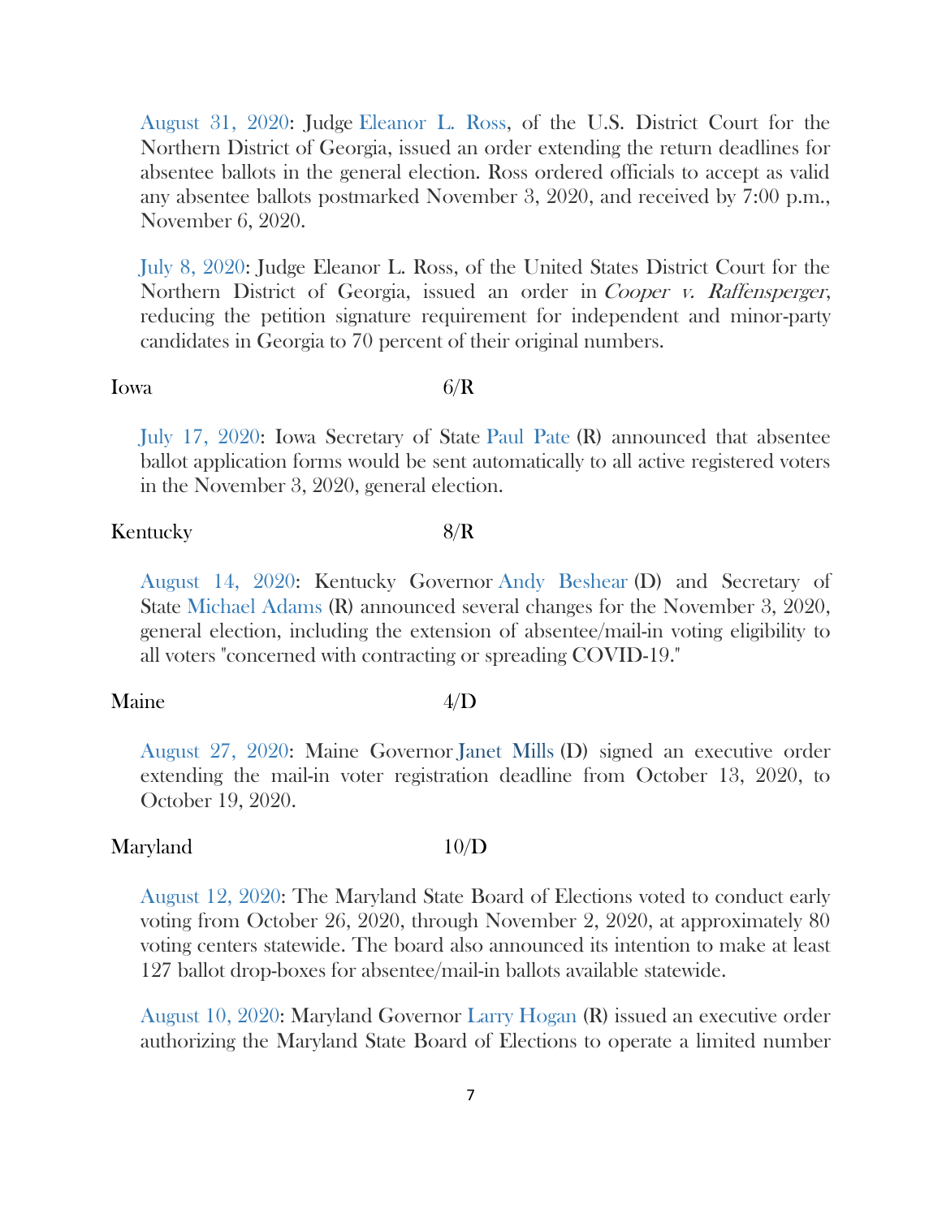August 31, 2020: Judge Eleanor L. Ross, of the U.S. District Court for the Northern District of Georgia, issued an order extending the return deadlines for absentee ballots in the general election. Ross ordered officials to accept as valid any absentee ballots postmarked November 3, 2020, and received by 7:00 p.m., November 6, 2020.

July 8, 2020: Judge Eleanor L. Ross, of the United States District Court for the Northern District of Georgia, issued an order in *Cooper v. Raffensperger*, reducing the petition signature requirement for independent and minor-party candidates in Georgia to 70 percent of their original numbers.

Iowa 6/R

July 17, 2020: Iowa Secretary of State Paul Pate (R) announced that absentee ballot application forms would be sent automatically to all active registered voters in the November 3, 2020, general election.

Kentucky 8/R

August 14, 2020: Kentucky Governor Andy Beshear (D) and Secretary of State Michael Adams (R) announced several changes for the November 3, 2020, general election, including the extension of absentee/mail-in voting eligibility to all voters "concerned with contracting or spreading COVID-19."

Maine 4/D

August 27, 2020: Maine Governor Janet Mills (D) signed an executive order extending the mail-in voter registration deadline from October 13, 2020, to October 19, 2020.

Maryland 10/D

August 12, 2020: The Maryland State Board of Elections voted to conduct early voting from October 26, 2020, through November 2, 2020, at approximately 80 voting centers statewide. The board also announced its intention to make at least 127 ballot drop-boxes for absentee/mail-in ballots available statewide.

August 10, 2020: Maryland Governor Larry Hogan (R) issued an executive order authorizing the Maryland State Board of Elections to operate a limited number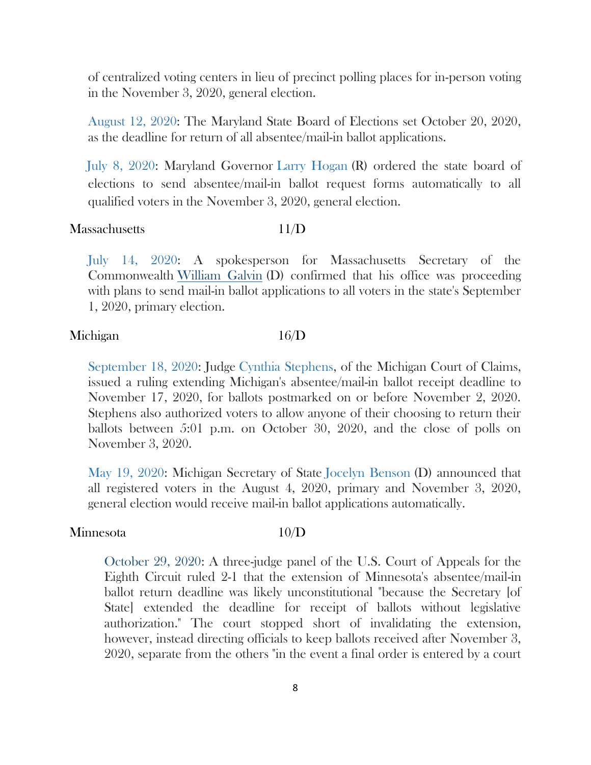of centralized voting centers in lieu of precinct polling places for in-person voting in the November 3, 2020, general election.

August 12, 2020: The Maryland State Board of Elections set October 20, 2020, as the deadline for return of all absentee/mail-in ballot applications.

July 8, 2020: Maryland Governor Larry Hogan (R) ordered the state board of elections to send absentee/mail-in ballot request forms automatically to all qualified voters in the November 3, 2020, general election.

Massachusetts 11/D

July 14, 2020: A spokesperson for Massachusetts Secretary of the Commonwealth William Galvin (D) confirmed that his office was proceeding with plans to send mail-in ballot applications to all voters in the state's September 1, 2020, primary election.

Michigan 16/D

September 18, 2020: Judge Cynthia Stephens, of the Michigan Court of Claims, issued a ruling extending Michigan's absentee/mail-in ballot receipt deadline to November 17, 2020, for ballots postmarked on or before November 2, 2020. Stephens also authorized voters to allow anyone of their choosing to return their ballots between 5:01 p.m. on October 30, 2020, and the close of polls on November 3, 2020.

May 19, 2020: Michigan Secretary of State Jocelyn Benson (D) announced that all registered voters in the August 4, 2020, primary and November 3, 2020, general election would receive mail-in ballot applications automatically.

Minnesota 10/D

October 29, 2020: A three-judge panel of the U.S. Court of Appeals for the Eighth Circuit ruled 2-1 that the extension of Minnesota's absentee/mail-in ballot return deadline was likely unconstitutional "because the Secretary [of State] extended the deadline for receipt of ballots without legislative authorization." The court stopped short of invalidating the extension, however, instead directing officials to keep ballots received after November 3, 2020, separate from the others "in the event a final order is entered by a court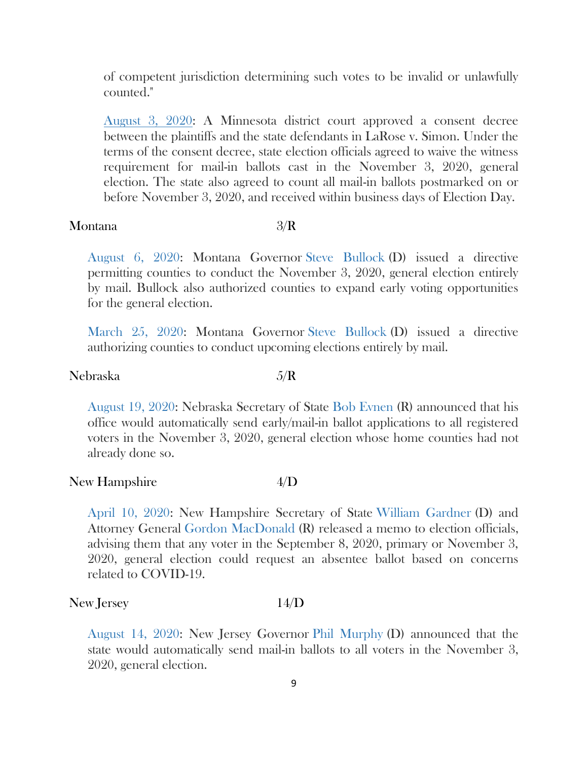of competent jurisdiction determining such votes to be invalid or unlawfully counted."

August 3, 2020: A Minnesota district court approved a consent decree between the plaintiffs and the state defendants in LaRose v. Simon. Under the terms of the consent decree, state election officials agreed to waive the witness requirement for mail-in ballots cast in the November 3, 2020, general election. The state also agreed to count all mail-in ballots postmarked on or before November 3, 2020, and received within business days of Election Day.

Montana 3/R

August 6, 2020: Montana Governor Steve Bullock (D) issued a directive permitting counties to conduct the November 3, 2020, general election entirely by mail. Bullock also authorized counties to expand early voting opportunities for the general election.

March 25, 2020: Montana Governor Steve Bullock (D) issued a directive authorizing counties to conduct upcoming elections entirely by mail.

Nebraska 5/R

August 19, 2020: Nebraska Secretary of State Bob Evnen (R) announced that his office would automatically send early/mail-in ballot applications to all registered voters in the November 3, 2020, general election whose home counties had not already done so.

New Hampshire 4/D

April 10, 2020: New Hampshire Secretary of State William Gardner (D) and Attorney General Gordon MacDonald (R) released a memo to election officials, advising them that any voter in the September 8, 2020, primary or November 3, 2020, general election could request an absentee ballot based on concerns related to COVID-19.

New Jersey 14/D

August 14, 2020: New Jersey Governor Phil Murphy (D) announced that the state would automatically send mail-in ballots to all voters in the November 3, 2020, general election.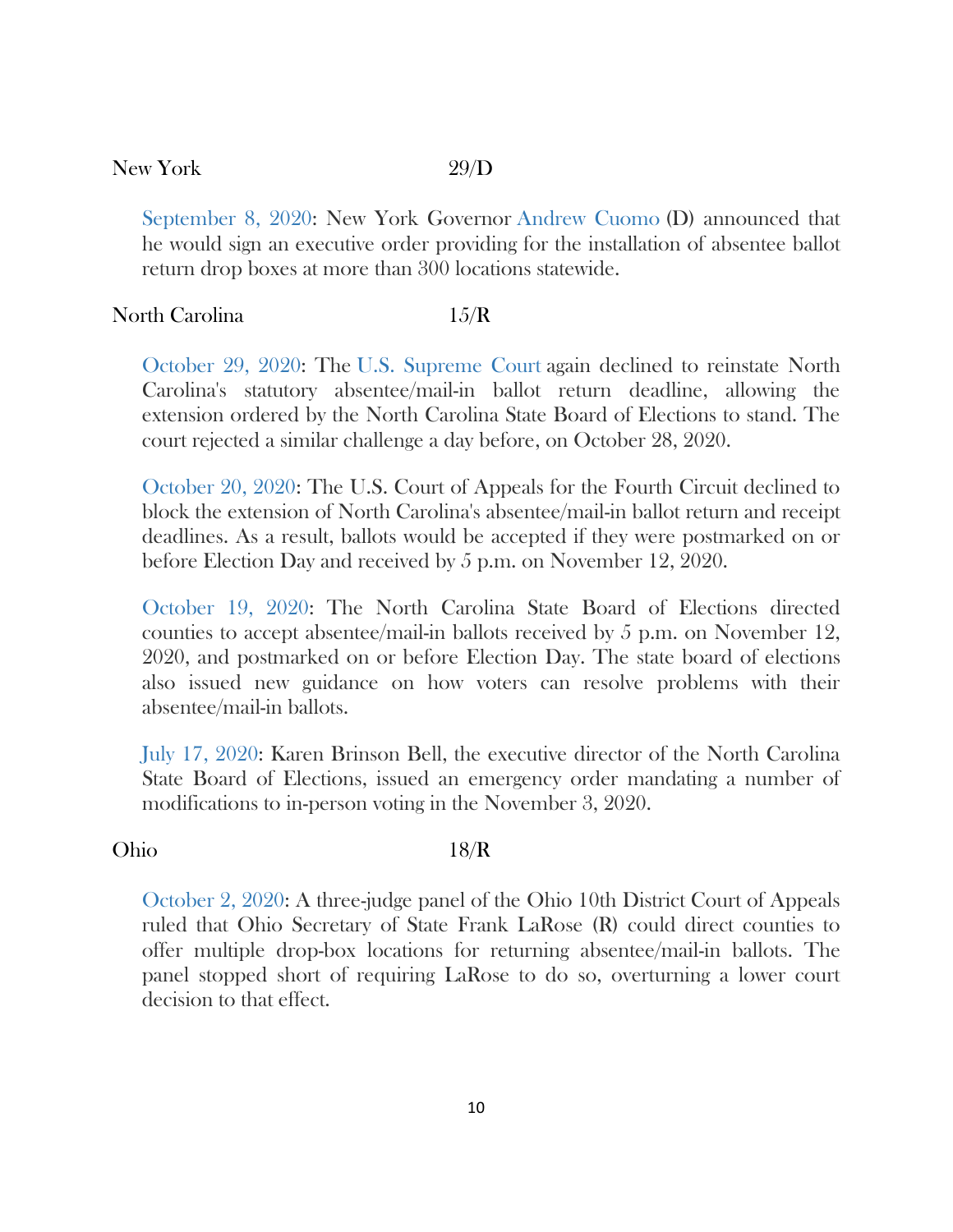New York 29/D

September 8, 2020: New York Governor Andrew Cuomo (D) announced that he would sign an executive order providing for the installation of absentee ballot return drop boxes at more than 300 locations statewide.

North Carolina 15/R

October 29, 2020: The U.S. Supreme Court again declined to reinstate North Carolina's statutory absentee/mail-in ballot return deadline, allowing the extension ordered by the North Carolina State Board of Elections to stand. The court rejected a similar challenge a day before, on October 28, 2020.

October 20, 2020: The U.S. Court of Appeals for the Fourth Circuit declined to block the extension of North Carolina's absentee/mail-in ballot return and receipt deadlines. As a result, ballots would be accepted if they were postmarked on or before Election Day and received by 5 p.m. on November 12, 2020.

October 19, 2020: The North Carolina State Board of Elections directed counties to accept absentee/mail-in ballots received by 5 p.m. on November 12, 2020, and postmarked on or before Election Day. The state board of elections also issued new guidance on how voters can resolve problems with their absentee/mail-in ballots.

July 17, 2020: Karen Brinson Bell, the executive director of the North Carolina State Board of Elections, issued an emergency order mandating a number of modifications to in-person voting in the November 3, 2020.

Ohio 18/R

October 2, 2020: A three-judge panel of the Ohio 10th District Court of Appeals ruled that Ohio Secretary of State Frank LaRose (R) could direct counties to offer multiple drop-box locations for returning absentee/mail-in ballots. The panel stopped short of requiring LaRose to do so, overturning a lower court decision to that effect.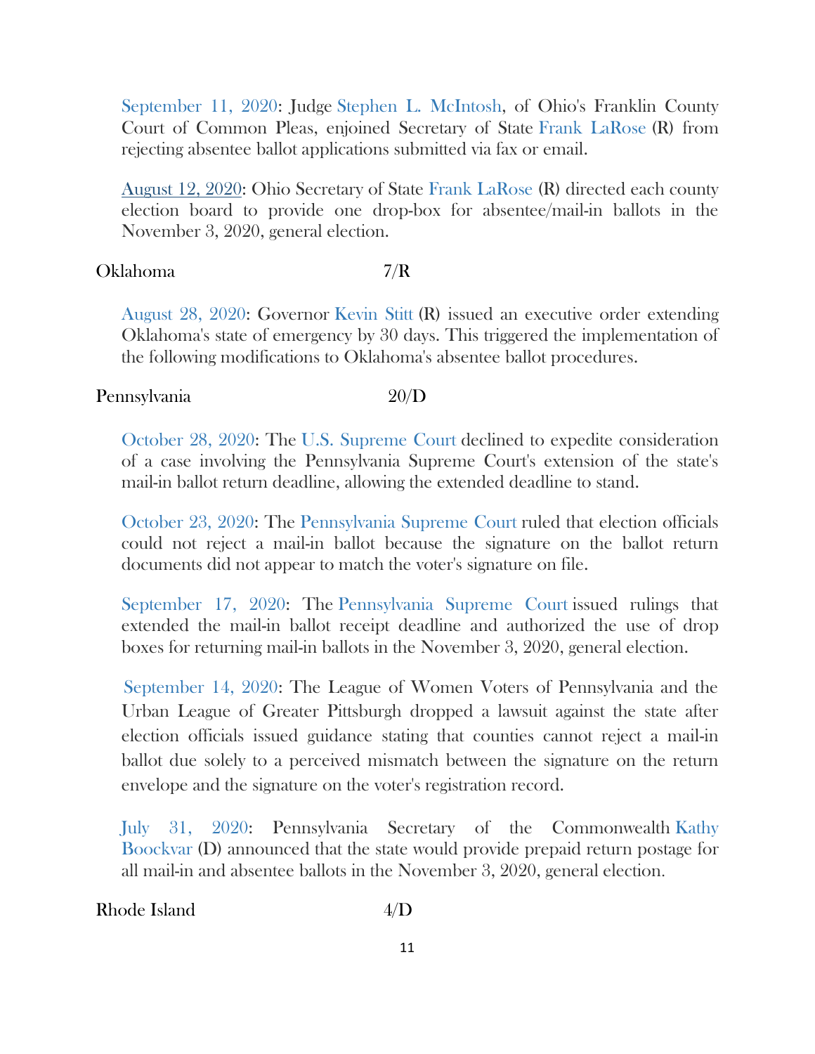September 11, 2020: Judge Stephen L. McIntosh, of Ohio's Franklin County Court of Common Pleas, enjoined Secretary of State Frank LaRose (R) from rejecting absentee ballot applications submitted via fax or email.

August 12, 2020: Ohio Secretary of State Frank LaRose (R) directed each county election board to provide one drop-box for absentee/mail-in ballots in the November 3, 2020, general election.

Oklahoma 7/R

August 28, 2020: Governor Kevin Stitt (R) issued an executive order extending Oklahoma's state of emergency by 30 days. This triggered the implementation of the following modifications to Oklahoma's absentee ballot procedures.

Pennsylvania 20/D

October 28, 2020: The U.S. Supreme Court declined to expedite consideration of a case involving the Pennsylvania Supreme Court's extension of the state's mail-in ballot return deadline, allowing the extended deadline to stand.

October 23, 2020: The Pennsylvania Supreme Court ruled that election officials could not reject a mail-in ballot because the signature on the ballot return documents did not appear to match the voter's signature on file.

September 17, 2020: The Pennsylvania Supreme Court issued rulings that extended the mail-in ballot receipt deadline and authorized the use of drop boxes for returning mail-in ballots in the November 3, 2020, general election.

September 14, 2020: The League of Women Voters of Pennsylvania and the Urban League of Greater Pittsburgh dropped a lawsuit against the state after election officials issued guidance stating that counties cannot reject a mail-in ballot due solely to a perceived mismatch between the signature on the return envelope and the signature on the voter's registration record.

July 31, 2020: Pennsylvania Secretary of the Commonwealth Kathy Boockvar (D) announced that the state would provide prepaid return postage for all mail-in and absentee ballots in the November 3, 2020, general election.

Rhode Island 4/D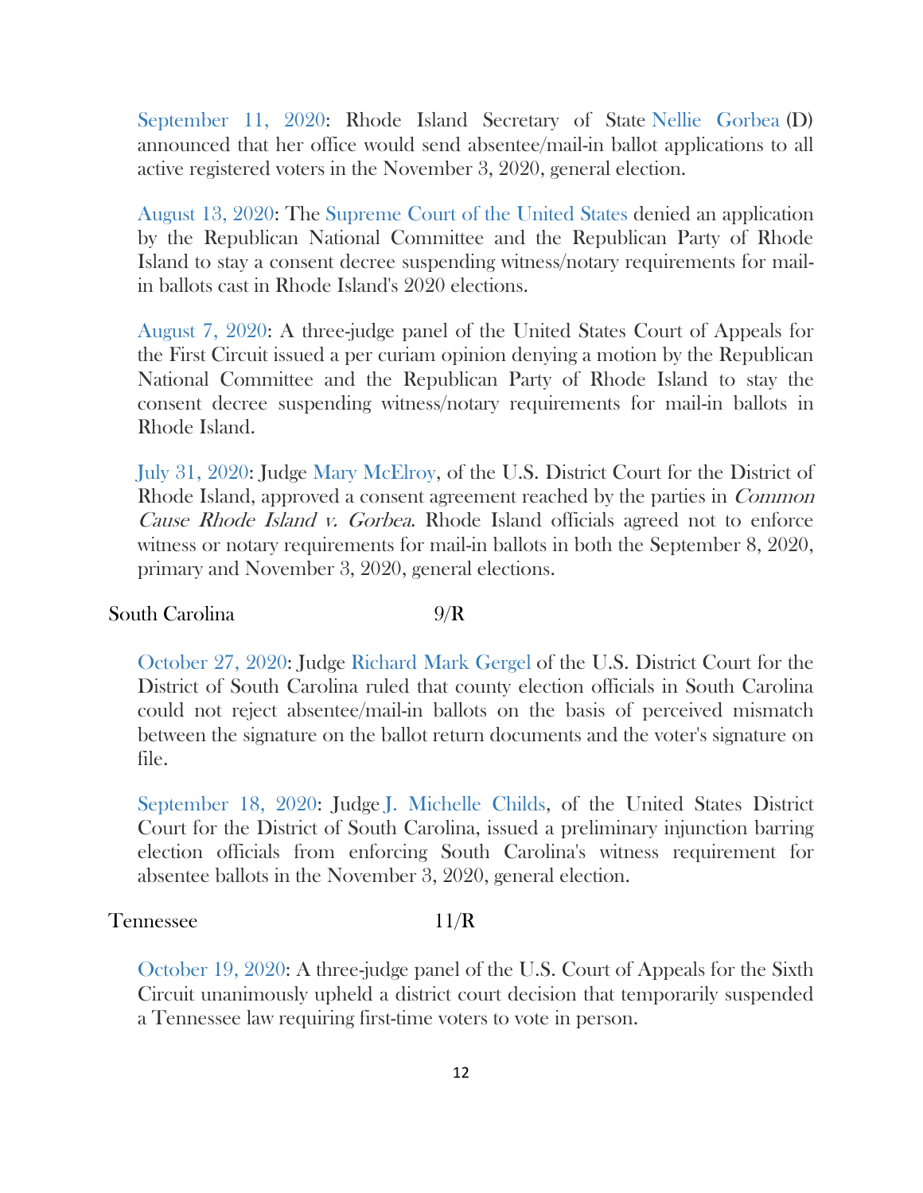September 11, 2020: Rhode Island Secretary of State Nellie Gorbea (D) announced that her office would send absentee/mail-in ballot applications to all active registered voters in the November 3, 2020, general election.

August 13, 2020: The Supreme Court of the United States denied an application by the Republican National Committee and the Republican Party of Rhode Island to stay a consent decree suspending witness/notary requirements for mail-in ballots cast in Rhode Island's 2020 elections.

August 7, 2020: A three-judge panel of the United States Court of Appeals for the First Circuit issued a per curiam opinion denying a motion by the Republican National Committee and the Republican Party of Rhode Island to stay the consent decree suspending witness/notary requirements for mail-in ballots in Rhode Island.

July 31, 2020: Judge Mary McElroy, of the U.S. District Court for the District of Rhode Island, approved a consent agreement reached by the parties in *Common Cause Rhode Island v. Gorbea*. Rhode Island officials agreed not to enforce witness or notary requirements for mail-in ballots in both the September 8, 2020, primary and November 3, 2020, general elections.

South Carolina 9/R

October 27, 2020: Judge Richard Mark Gergel of the U.S. District Court for the District of South Carolina ruled that county election officials in South Carolina could not reject absentee/mail-in ballots on the basis of perceived mismatch between the signature on the ballot return documents and the voter's signature on file.

September 18, 2020: Judge J. Michelle Childs, of the United States District Court for the District of South Carolina, issued a preliminary injunction barring election officials from enforcing South Carolina's witness requirement for absentee ballots in the November 3, 2020, general election.

Tennessee 11/R

October 19, 2020: A three-judge panel of the U.S. Court of Appeals for the Sixth Circuit unanimously upheld a district court decision that temporarily suspended a Tennessee law requiring first-time voters to vote in person.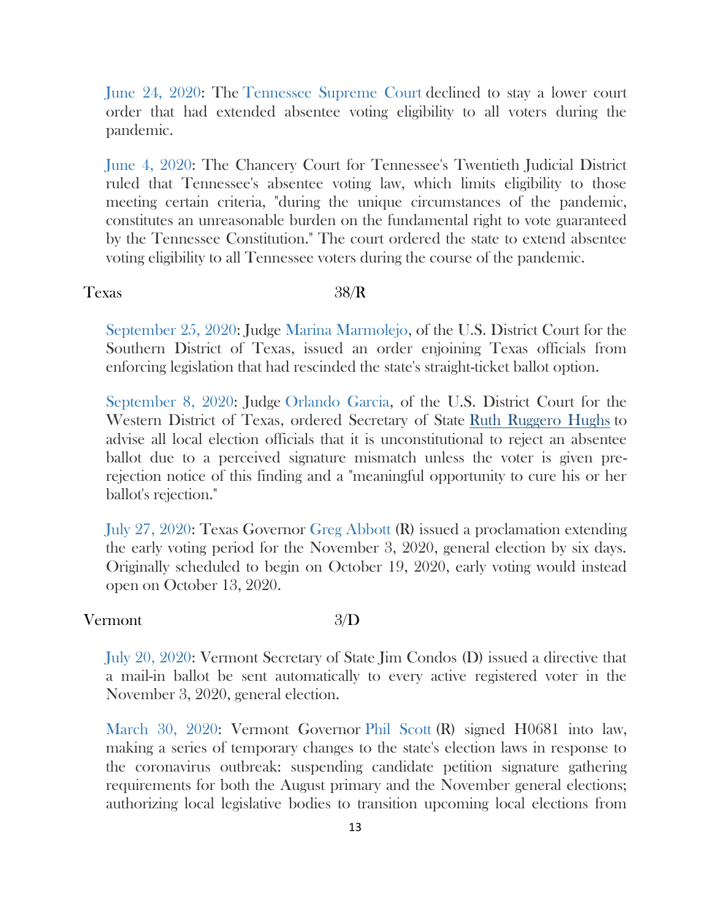June 24, 2020: The Tennessee Supreme Court declined to stay a lower court order that had extended absentee voting eligibility to all voters during the pandemic.

June 4, 2020: The Chancery Court for Tennessee's Twentieth Judicial District ruled that Tennessee's absentee voting law, which limits eligibility to those meeting certain criteria, "during the unique circumstances of the pandemic, constitutes an unreasonable burden on the fundamental right to vote guaranteed by the Tennessee Constitution." The court ordered the state to extend absentee voting eligibility to all Tennessee voters during the course of the pandemic.

Texas 38/R

September 25, 2020: Judge Marina Marmolejo, of the U.S. District Court for the Southern District of Texas, issued an order enjoining Texas officials from enforcing legislation that had rescinded the state's straight-ticket ballot option.

September 8, 2020: Judge Orlando Garcia, of the U.S. District Court for the Western District of Texas, ordered Secretary of State Ruth Ruggero Hughs to advise all local election officials that it is unconstitutional to reject an absentee ballot due to a perceived signature mismatch unless the voter is given pre-rejection notice of this finding and a "meaningful opportunity to cure his or her ballot's rejection."

July 27, 2020: Texas Governor Greg Abbott (R) issued a proclamation extending the early voting period for the November 3, 2020, general election by six days. Originally scheduled to begin on October 19, 2020, early voting would instead open on October 13, 2020.

Vermont 3/D

July 20, 2020: Vermont Secretary of State Jim Condos (D) issued a directive that a mail-in ballot be sent automatically to every active registered voter in the November 3, 2020, general election.

March 30, 2020: Vermont Governor Phil Scott (R) signed H0681 into law, making a series of temporary changes to the state's election laws in response to the coronavirus outbreak: suspending candidate petition signature gathering requirements for both the August primary and the November general elections; authorizing local legislative bodies to transition upcoming local elections from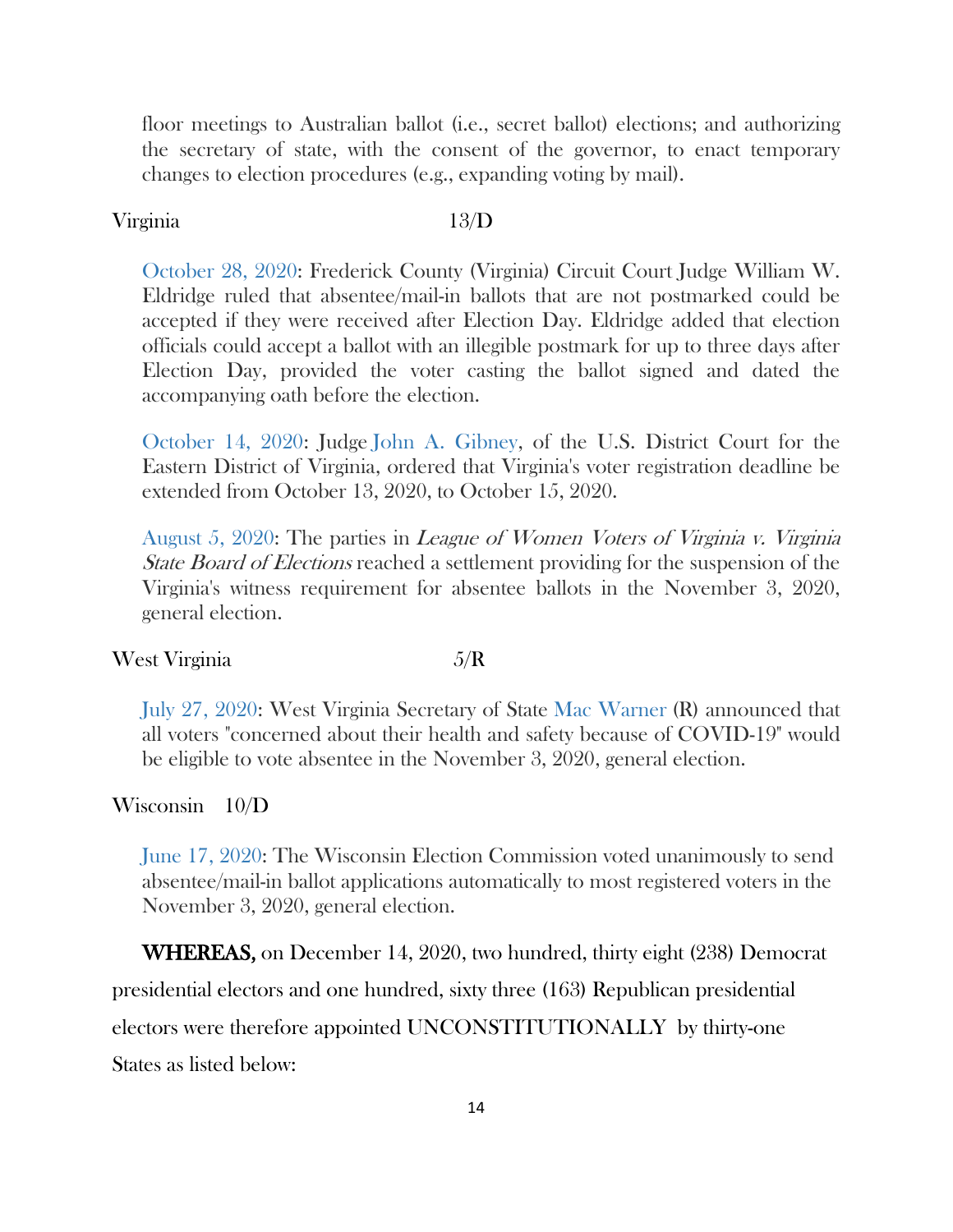floor meetings to Australian ballot (i.e., secret ballot) elections; and authorizing the secretary of state, with the consent of the governor, to enact temporary changes to election procedures (e.g., expanding voting by mail).

Virginia 13/D

October 28, 2020: Frederick County (Virginia) Circuit Court Judge William W. Eldridge ruled that absentee/mail-in ballots that are not postmarked could be accepted if they were received after Election Day. Eldridge added that election officials could accept a ballot with an illegible postmark for up to three days after Election Day, provided the voter casting the ballot signed and dated the accompanying oath before the election.

October 14, 2020: Judge John A. Gibney, of the U.S. District Court for the Eastern District of Virginia, ordered that Virginia's voter registration deadline be extended from October 13, 2020, to October 15, 2020.

August 5, 2020: The parties in *League of Women Voters of Virginia v. Virginia State Board of Elections* reached a settlement providing for the suspension of the Virginia's witness requirement for absentee ballots in the November 3, 2020, general election.

West Virginia 5/R

July 27, 2020: West Virginia Secretary of State Mac Warner (R) announced that all voters "concerned about their health and safety because of COVID-19" would be eligible to vote absentee in the November 3, 2020, general election.

Wisconsin 10/D

June 17, 2020: The Wisconsin Election Commission voted unanimously to send absentee/mail-in ballot applications automatically to most registered voters in the November 3, 2020, general election.

**WHEREAS,** on December 14, 2020, two hundred, thirty eight (238) Democrat presidential electors and one hundred, sixty three (163) Republican presidential electors were therefore appointed UNCONSTITUTIONALLY by thirty-one States as listed below: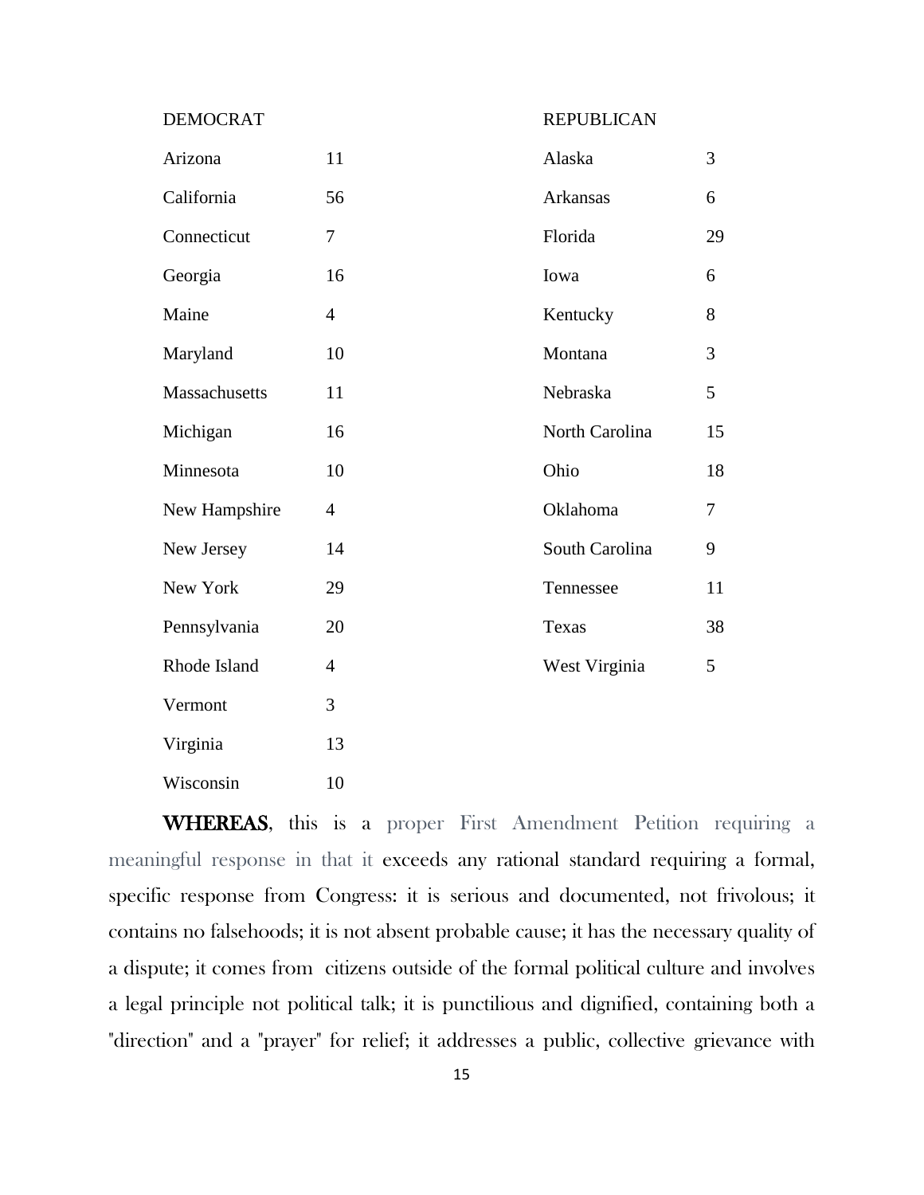| DEMOCRAT | | REPUBLICAN | |
|---|---|---|---|
| Arizona | 11 | Alaska | 3 |
| California | 56 | Arkansas | 6 |
| Connecticut | 7 | Florida | 29 |
| Georgia | 16 | Iowa | 6 |
| Maine | 4 | Kentucky | 8 |
| Maryland | 10 | Montana | 3 |
| Massachusetts | 11 | Nebraska | 5 |
| Michigan | 16 | North Carolina | 15 |
| Minnesota | 10 | Ohio | 18 |
| New Hampshire | 4 | Oklahoma | 7 |
| New Jersey | 14 | South Carolina | 9 |
| New York | 29 | Tennessee | 11 |
| Pennsylvania | 20 | Texas | 38 |
| Rhode Island | 4 | West Virginia | 5 |
| Vermont | 3 | | |
| Virginia | 13 | | |
| Wisconsin | 10 | | |

**WHEREAS**, this is a proper First Amendment Petition requiring a meaningful response in that it exceeds any rational standard requiring a formal, specific response from Congress: it is serious and documented, not frivolous; it contains no falsehoods; it is not absent probable cause; it has the necessary quality of a dispute; it comes from citizens outside of the formal political culture and involves a legal principle not political talk; it is punctilious and dignified, containing both a "direction" and a "prayer" for relief; it addresses a public, collective grievance with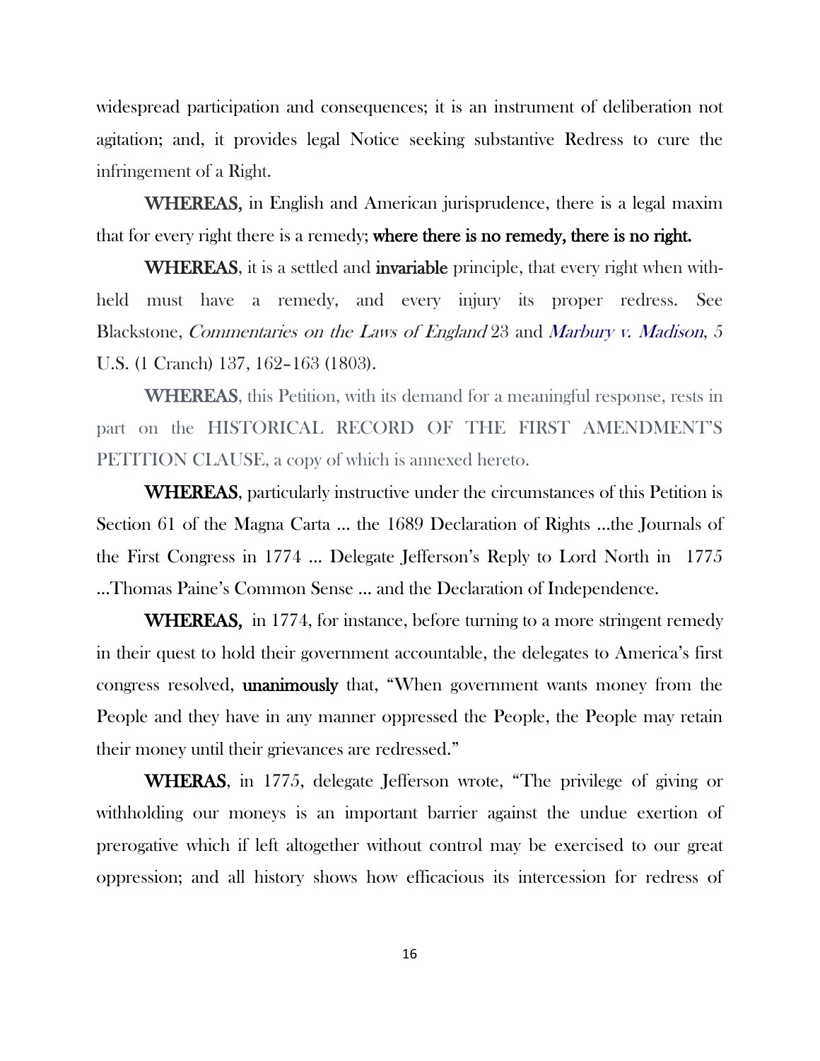widespread participation and consequences; it is an instrument of deliberation not agitation; and, it provides legal Notice seeking substantive Redress to cure the infringement of a Right.

**WHEREAS,** in English and American jurisprudence, there is a legal maxim that for every right there is a remedy; **where there is no remedy, there is no right.**

**WHEREAS**, it is a settled and **invariable** principle, that every right when withheld must have a remedy, and every injury its proper redress. See Blackstone, *Commentaries on the Laws of England* 23 and *Marbury v. Madison*, 5 U.S. (1 Cranch) 137, 162–163 (1803).

**WHEREAS**, this Petition, with its demand for a meaningful response, rests in part on the HISTORICAL RECORD OF THE FIRST AMENDMENT'S PETITION CLAUSE, a copy of which is annexed hereto.

**WHEREAS**, particularly instructive under the circumstances of this Petition is Section 61 of the Magna Carta ... the 1689 Declaration of Rights ...the Journals of the First Congress in 1774 ... Delegate Jefferson's Reply to Lord North in 1775 ...Thomas Paine's Common Sense ... and the Declaration of Independence.

**WHEREAS,** in 1774, for instance, before turning to a more stringent remedy in their quest to hold their government accountable, the delegates to America's first congress resolved, **unanimously** that, "When government wants money from the People and they have in any manner oppressed the People, the People may retain their money until their grievances are redressed."

**WHERAS**, in 1775, delegate Jefferson wrote, "The privilege of giving or withholding our moneys is an important barrier against the undue exertion of prerogative which if left altogether without control may be exercised to our great oppression; and all history shows how efficacious its intercession for redress of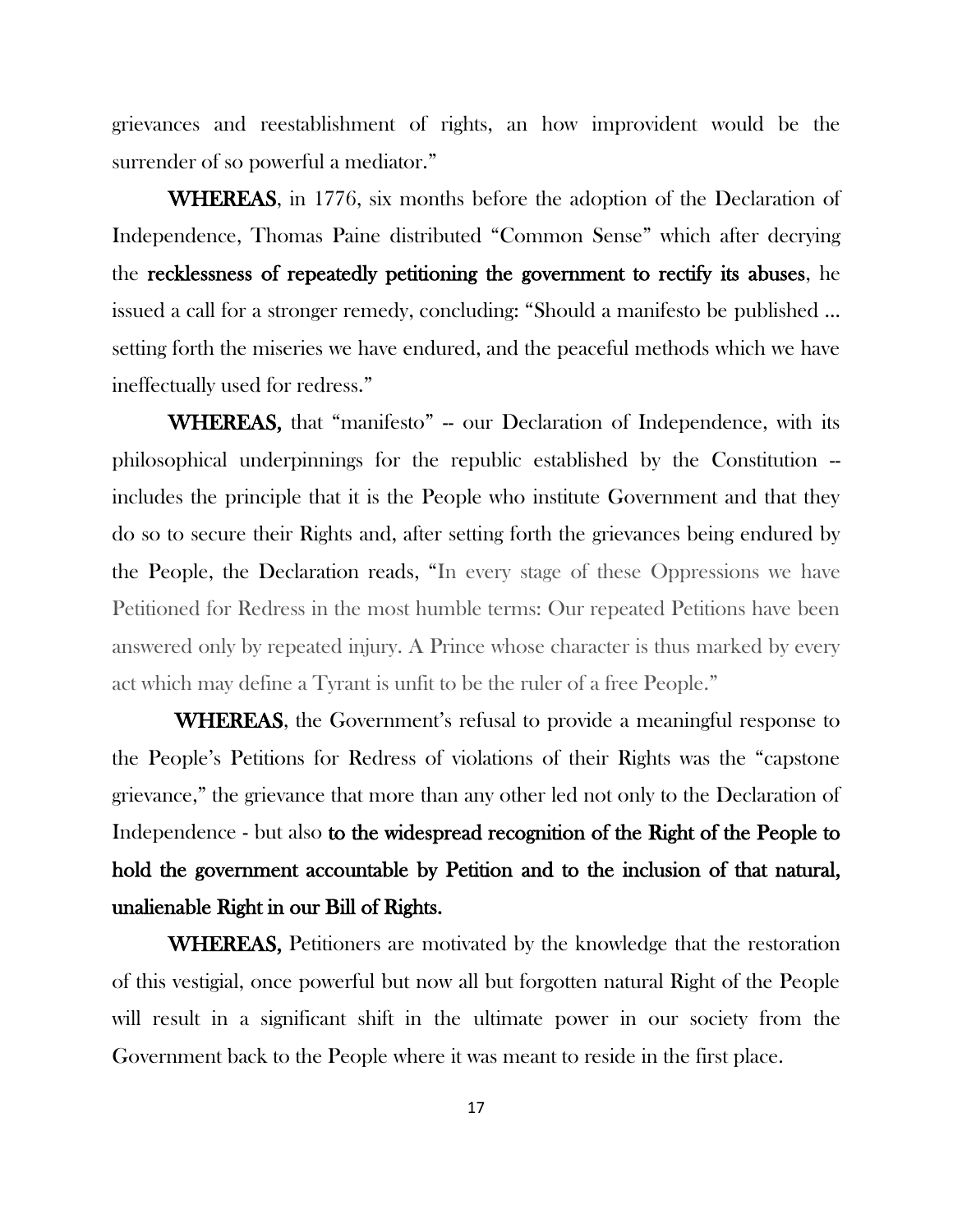grievances and reestablishment of rights, an how improvident would be the surrender of so powerful a mediator."

**WHEREAS**, in 1776, six months before the adoption of the Declaration of Independence, Thomas Paine distributed "Common Sense" which after decrying the **recklessness of repeatedly petitioning the government to rectify its abuses**, he issued a call for a stronger remedy, concluding: "Should a manifesto be published ... setting forth the miseries we have endured, and the peaceful methods which we have ineffectually used for redress."

**WHEREAS,** that "manifesto" -- our Declaration of Independence, with its philosophical underpinnings for the republic established by the Constitution -- includes the principle that it is the People who institute Government and that they do so to secure their Rights and, after setting forth the grievances being endured by the People, the Declaration reads, "In every stage of these Oppressions we have Petitioned for Redress in the most humble terms: Our repeated Petitions have been answered only by repeated injury. A Prince whose character is thus marked by every act which may define a Tyrant is unfit to be the ruler of a free People."

**WHEREAS**, the Government's refusal to provide a meaningful response to the People's Petitions for Redress of violations of their Rights was the "capstone grievance," the grievance that more than any other led not only to the Declaration of Independence - but also **to the widespread recognition of the Right of the People to hold the government accountable by Petition and to the inclusion of that natural, unalienable Right in our Bill of Rights.**

**WHEREAS,** Petitioners are motivated by the knowledge that the restoration of this vestigial, once powerful but now all but forgotten natural Right of the People will result in a significant shift in the ultimate power in our society from the Government back to the People where it was meant to reside in the first place.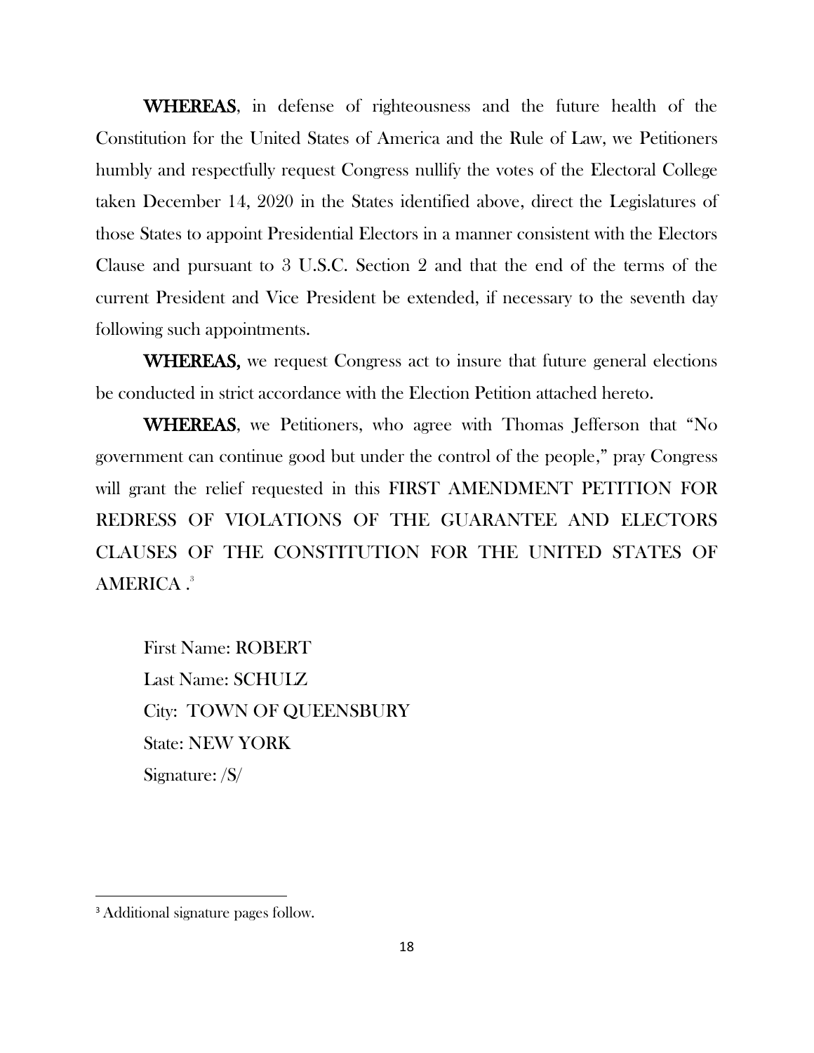**WHEREAS**, in defense of righteousness and the future health of the Constitution for the United States of America and the Rule of Law, we Petitioners humbly and respectfully request Congress nullify the votes of the Electoral College taken December 14, 2020 in the States identified above, direct the Legislatures of those States to appoint Presidential Electors in a manner consistent with the Electors Clause and pursuant to 3 U.S.C. Section 2 and that the end of the terms of the current President and Vice President be extended, if necessary to the seventh day following such appointments.

**WHEREAS,** we request Congress act to insure that future general elections be conducted in strict accordance with the Election Petition attached hereto.

**WHEREAS**, we Petitioners, who agree with Thomas Jefferson that "No government can continue good but under the control of the people," pray Congress will grant the relief requested in this FIRST AMENDMENT PETITION FOR REDRESS OF VIOLATIONS OF THE GUARANTEE AND ELECTORS CLAUSES OF THE CONSTITUTION FOR THE UNITED STATES OF AMERICA .[3]

First Name: ROBERT
Last Name: SCHULZ
City: TOWN OF QUEENSBURY
State: NEW YORK
Signature: /S/

---

[3] Additional signature pages follow.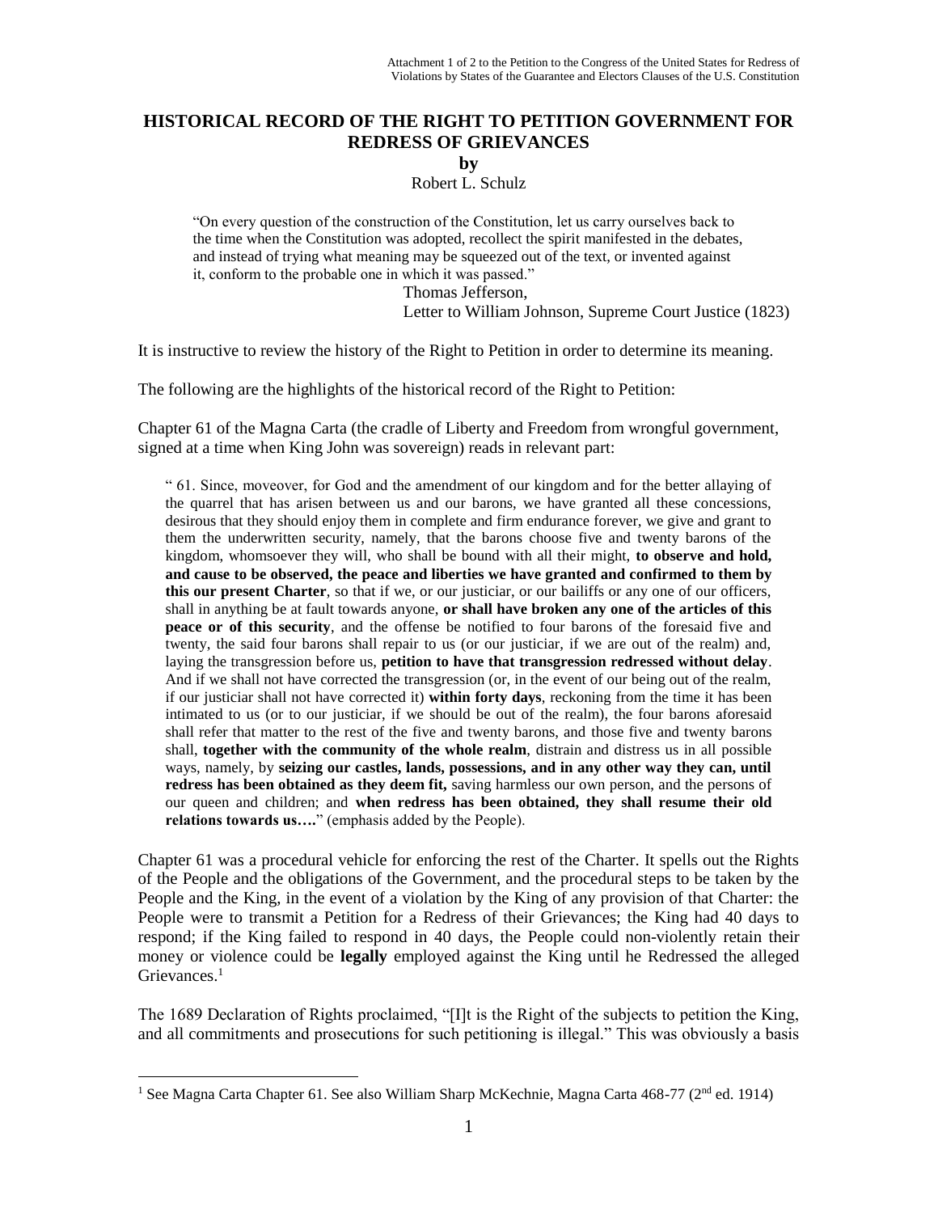# HISTORICAL RECORD OF THE RIGHT TO PETITION GOVERNMENT FOR REDRESS OF GRIEVANCES

**by**

Robert L. Schulz

> "On every question of the construction of the Constitution, let us carry ourselves back to the time when the Constitution was adopted, recollect the spirit manifested in the debates, and instead of trying what meaning may be squeezed out of the text, or invented against it, conform to the probable one in which it was passed."
>
> Thomas Jefferson,
> Letter to William Johnson, Supreme Court Justice (1823)

It is instructive to review the history of the Right to Petition in order to determine its meaning.

The following are the highlights of the historical record of the Right to Petition:

Chapter 61 of the Magna Carta (the cradle of Liberty and Freedom from wrongful government, signed at a time when King John was sovereign) reads in relevant part:

> " 61. Since, moveover, for God and the amendment of our kingdom and for the better allaying of the quarrel that has arisen between us and our barons, we have granted all these concessions, desirous that they should enjoy them in complete and firm endurance forever, we give and grant to them the underwritten security, namely, that the barons choose five and twenty barons of the kingdom, whomsoever they will, who shall be bound with all their might, **to observe and hold, and cause to be observed, the peace and liberties we have granted and confirmed to them by this our present Charter**, so that if we, or our justiciar, or our bailiffs or any one of our officers, shall in anything be at fault towards anyone, **or shall have broken any one of the articles of this peace or of this security**, and the offense be notified to four barons of the foresaid five and twenty, the said four barons shall repair to us (or our justiciar, if we are out of the realm) and, laying the transgression before us, **petition to have that transgression redressed without delay**. And if we shall not have corrected the transgression (or, in the event of our being out of the realm, if our justiciar shall not have corrected it) **within forty days**, reckoning from the time it has been intimated to us (or to our justiciar, if we should be out of the realm), the four barons aforesaid shall refer that matter to the rest of the five and twenty barons, and those five and twenty barons shall, **together with the community of the whole realm**, distrain and distress us in all possible ways, namely, by **seizing our castles, lands, possessions, and in any other way they can, until redress has been obtained as they deem fit,** saving harmless our own person, and the persons of our queen and children; and **when redress has been obtained, they shall resume their old relations towards us….**" (emphasis added by the People).

Chapter 61 was a procedural vehicle for enforcing the rest of the Charter. It spells out the Rights of the People and the obligations of the Government, and the procedural steps to be taken by the People and the King, in the event of a violation by the King of any provision of that Charter: the People were to transmit a Petition for a Redress of their Grievances; the King had 40 days to respond; if the King failed to respond in 40 days, the People could non-violently retain their money or violence could be **legally** employed against the King until he Redressed the alleged Grievances.[1]

The 1689 Declaration of Rights proclaimed, "[I]t is the Right of the subjects to petition the King, and all commitments and prosecutions for such petitioning is illegal." This was obviously a basis

---

[1] See Magna Carta Chapter 61. See also William Sharp McKechnie, Magna Carta 468-77 (2nd ed. 1914)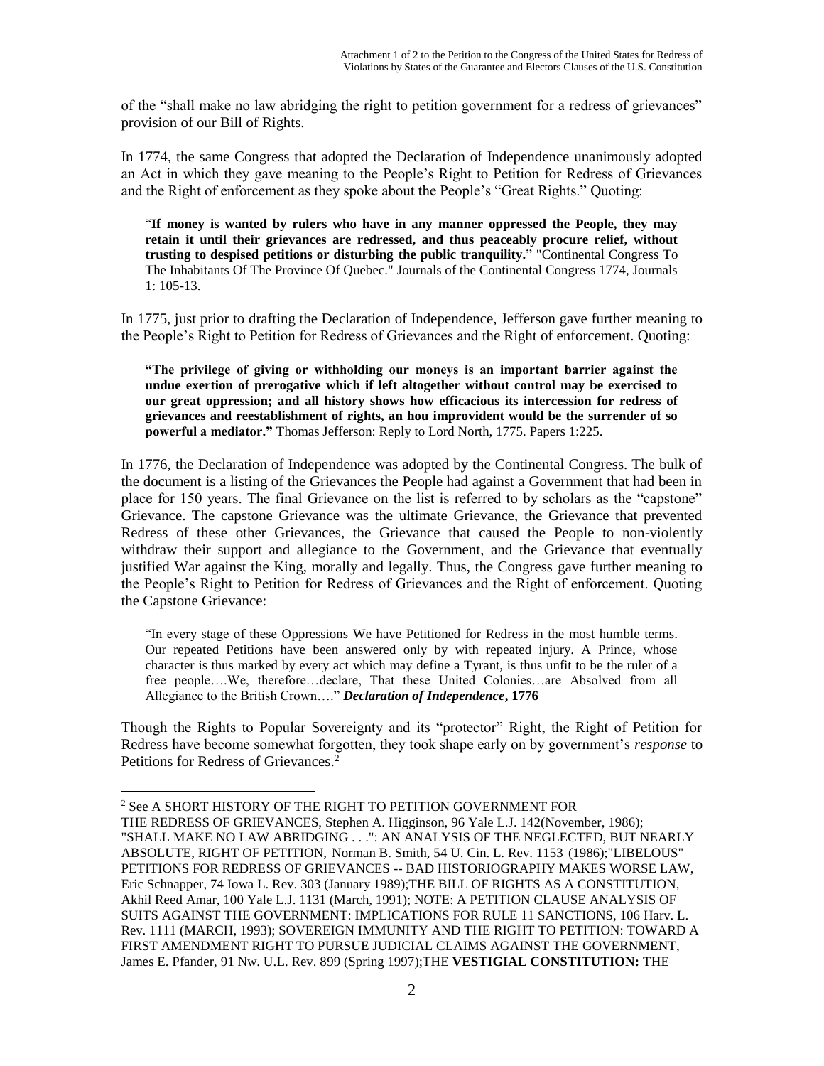of the "shall make no law abridging the right to petition government for a redress of grievances" provision of our Bill of Rights.

In 1774, the same Congress that adopted the Declaration of Independence unanimously adopted an Act in which they gave meaning to the People's Right to Petition for Redress of Grievances and the Right of enforcement as they spoke about the People's "Great Rights." Quoting:

> "**If money is wanted by rulers who have in any manner oppressed the People, they may retain it until their grievances are redressed, and thus peaceably procure relief, without trusting to despised petitions or disturbing the public tranquility.**" "Continental Congress To The Inhabitants Of The Province Of Quebec." Journals of the Continental Congress 1774, Journals 1: 105-13.

In 1775, just prior to drafting the Declaration of Independence, Jefferson gave further meaning to the People's Right to Petition for Redress of Grievances and the Right of enforcement. Quoting:

> **"The privilege of giving or withholding our moneys is an important barrier against the undue exertion of prerogative which if left altogether without control may be exercised to our great oppression; and all history shows how efficacious its intercession for redress of grievances and reestablishment of rights, an hou improvident would be the surrender of so powerful a mediator."** Thomas Jefferson: Reply to Lord North, 1775. Papers 1:225.

In 1776, the Declaration of Independence was adopted by the Continental Congress. The bulk of the document is a listing of the Grievances the People had against a Government that had been in place for 150 years. The final Grievance on the list is referred to by scholars as the "capstone" Grievance. The capstone Grievance was the ultimate Grievance, the Grievance that prevented Redress of these other Grievances, the Grievance that caused the People to non-violently withdraw their support and allegiance to the Government, and the Grievance that eventually justified War against the King, morally and legally. Thus, the Congress gave further meaning to the People's Right to Petition for Redress of Grievances and the Right of enforcement. Quoting the Capstone Grievance:

> "In every stage of these Oppressions We have Petitioned for Redress in the most humble terms. Our repeated Petitions have been answered only by with repeated injury. A Prince, whose character is thus marked by every act which may define a Tyrant, is thus unfit to be the ruler of a free people….We, therefore…declare, That these United Colonies…are Absolved from all Allegiance to the British Crown…." ***Declaration of Independence*, 1776**

Though the Rights to Popular Sovereignty and its "protector" Right, the Right of Petition for Redress have become somewhat forgotten, they took shape early on by government's *response* to Petitions for Redress of Grievances.[2]

---

[2] See A SHORT HISTORY OF THE RIGHT TO PETITION GOVERNMENT FOR THE REDRESS OF GRIEVANCES, Stephen A. Higginson, 96 Yale L.J. 142(November, 1986); "SHALL MAKE NO LAW ABRIDGING . . .": AN ANALYSIS OF THE NEGLECTED, BUT NEARLY ABSOLUTE, RIGHT OF PETITION, Norman B. Smith, 54 U. Cin. L. Rev. 1153 (1986);"LIBELOUS" PETITIONS FOR REDRESS OF GRIEVANCES -- BAD HISTORIOGRAPHY MAKES WORSE LAW, Eric Schnapper, 74 Iowa L. Rev. 303 (January 1989);THE BILL OF RIGHTS AS A CONSTITUTION, Akhil Reed Amar, 100 Yale L.J. 1131 (March, 1991); NOTE: A PETITION CLAUSE ANALYSIS OF SUITS AGAINST THE GOVERNMENT: IMPLICATIONS FOR RULE 11 SANCTIONS, 106 Harv. L. Rev. 1111 (MARCH, 1993); SOVEREIGN IMMUNITY AND THE RIGHT TO PETITION: TOWARD A FIRST AMENDMENT RIGHT TO PURSUE JUDICIAL CLAIMS AGAINST THE GOVERNMENT, James E. Pfander, 91 Nw. U.L. Rev. 899 (Spring 1997);THE **VESTIGIAL CONSTITUTION:** THE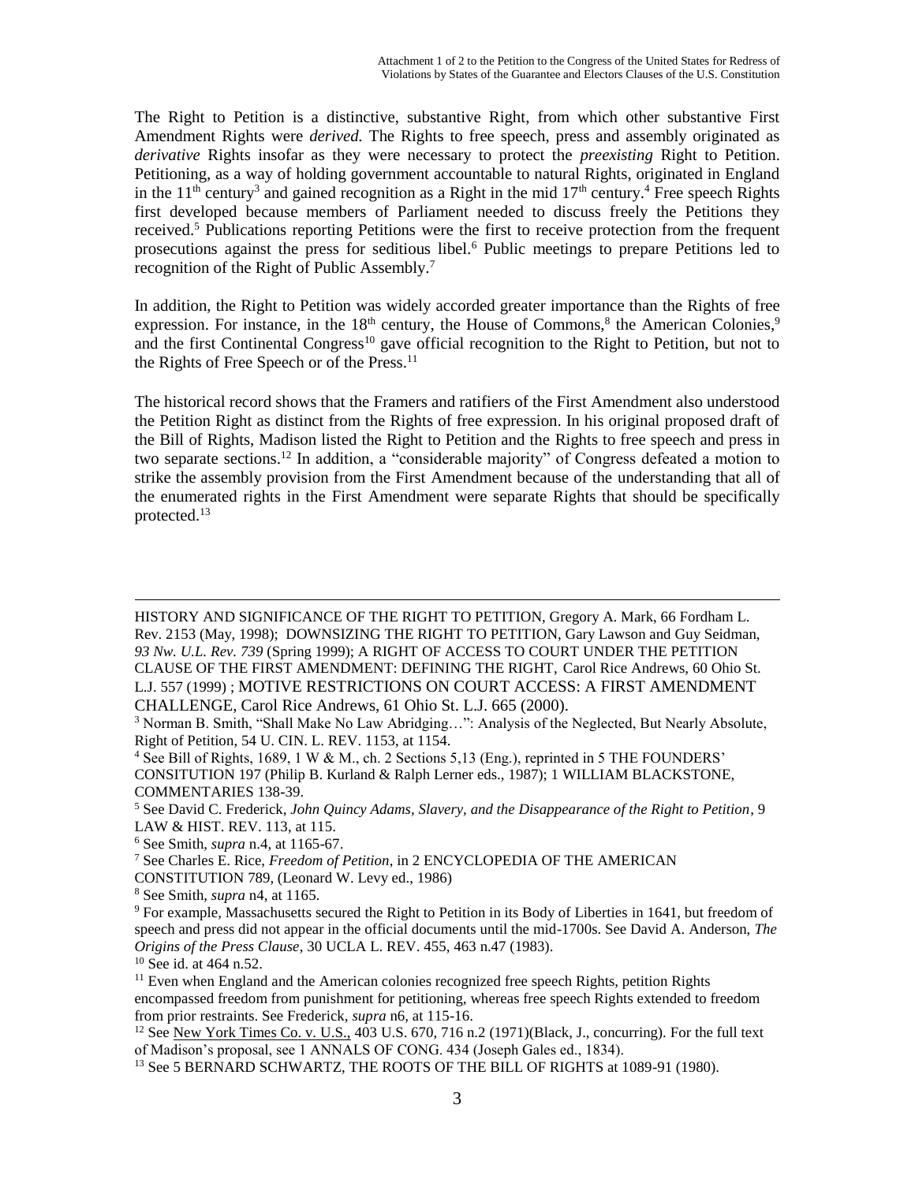The Right to Petition is a distinctive, substantive Right, from which other substantive First Amendment Rights were *derived.* The Rights to free speech, press and assembly originated as *derivative* Rights insofar as they were necessary to protect the *preexisting* Right to Petition. Petitioning, as a way of holding government accountable to natural Rights, originated in England in the 11th century[3] and gained recognition as a Right in the mid 17th century.[4] Free speech Rights first developed because members of Parliament needed to discuss freely the Petitions they received.[5] Publications reporting Petitions were the first to receive protection from the frequent prosecutions against the press for seditious libel.[6] Public meetings to prepare Petitions led to recognition of the Right of Public Assembly.[7]

In addition, the Right to Petition was widely accorded greater importance than the Rights of free expression. For instance, in the 18th century, the House of Commons,[8] the American Colonies,[9] and the first Continental Congress[10] gave official recognition to the Right to Petition, but not to the Rights of Free Speech or of the Press.[11]

The historical record shows that the Framers and ratifiers of the First Amendment also understood the Petition Right as distinct from the Rights of free expression. In his original proposed draft of the Bill of Rights, Madison listed the Right to Petition and the Rights to free speech and press in two separate sections.[12] In addition, a "considerable majority" of Congress defeated a motion to strike the assembly provision from the First Amendment because of the understanding that all of the enumerated rights in the First Amendment were separate Rights that should be specifically protected.[13]

---

HISTORY AND SIGNIFICANCE OF THE RIGHT TO PETITION, Gregory A. Mark, 66 Fordham L. Rev. 2153 (May, 1998); DOWNSIZING THE RIGHT TO PETITION, Gary Lawson and Guy Seidman, *93 Nw. U.L. Rev. 739* (Spring 1999); A RIGHT OF ACCESS TO COURT UNDER THE PETITION CLAUSE OF THE FIRST AMENDMENT: DEFINING THE RIGHT, Carol Rice Andrews, 60 Ohio St. L.J. 557 (1999) ; MOTIVE RESTRICTIONS ON COURT ACCESS: A FIRST AMENDMENT CHALLENGE, Carol Rice Andrews, 61 Ohio St. L.J. 665 (2000).

[3] Norman B. Smith, "Shall Make No Law Abridging…": Analysis of the Neglected, But Nearly Absolute, Right of Petition, 54 U. CIN. L. REV. 1153, at 1154.

[4] See Bill of Rights, 1689, 1 W & M., ch. 2 Sections 5,13 (Eng.), reprinted in 5 THE FOUNDERS' CONSITUTION 197 (Philip B. Kurland & Ralph Lerner eds., 1987); 1 WILLIAM BLACKSTONE, COMMENTARIES 138-39.

[5] See David C. Frederick, *John Quincy Adams, Slavery, and the Disappearance of the Right to Petition*, 9 LAW & HIST. REV. 113, at 115.

[6] See Smith, *supra* n.4, at 1165-67.

[7] See Charles E. Rice, *Freedom of Petition*, in 2 ENCYCLOPEDIA OF THE AMERICAN CONSTITUTION 789, (Leonard W. Levy ed., 1986)

[8] See Smith, *supra* n4, at 1165.

[9] For example, Massachusetts secured the Right to Petition in its Body of Liberties in 1641, but freedom of speech and press did not appear in the official documents until the mid-1700s. See David A. Anderson, *The Origins of the Press Clause*, 30 UCLA L. REV. 455, 463 n.47 (1983).

[10] See id. at 464 n.52.

[11] Even when England and the American colonies recognized free speech Rights, petition Rights encompassed freedom from punishment for petitioning, whereas free speech Rights extended to freedom from prior restraints. See Frederick, *supra* n6, at 115-16.

[12] See New York Times Co. v. U.S., 403 U.S. 670, 716 n.2 (1971)(Black, J., concurring). For the full text of Madison's proposal, see 1 ANNALS OF CONG. 434 (Joseph Gales ed., 1834).

[13] See 5 BERNARD SCHWARTZ, THE ROOTS OF THE BILL OF RIGHTS at 1089-91 (1980).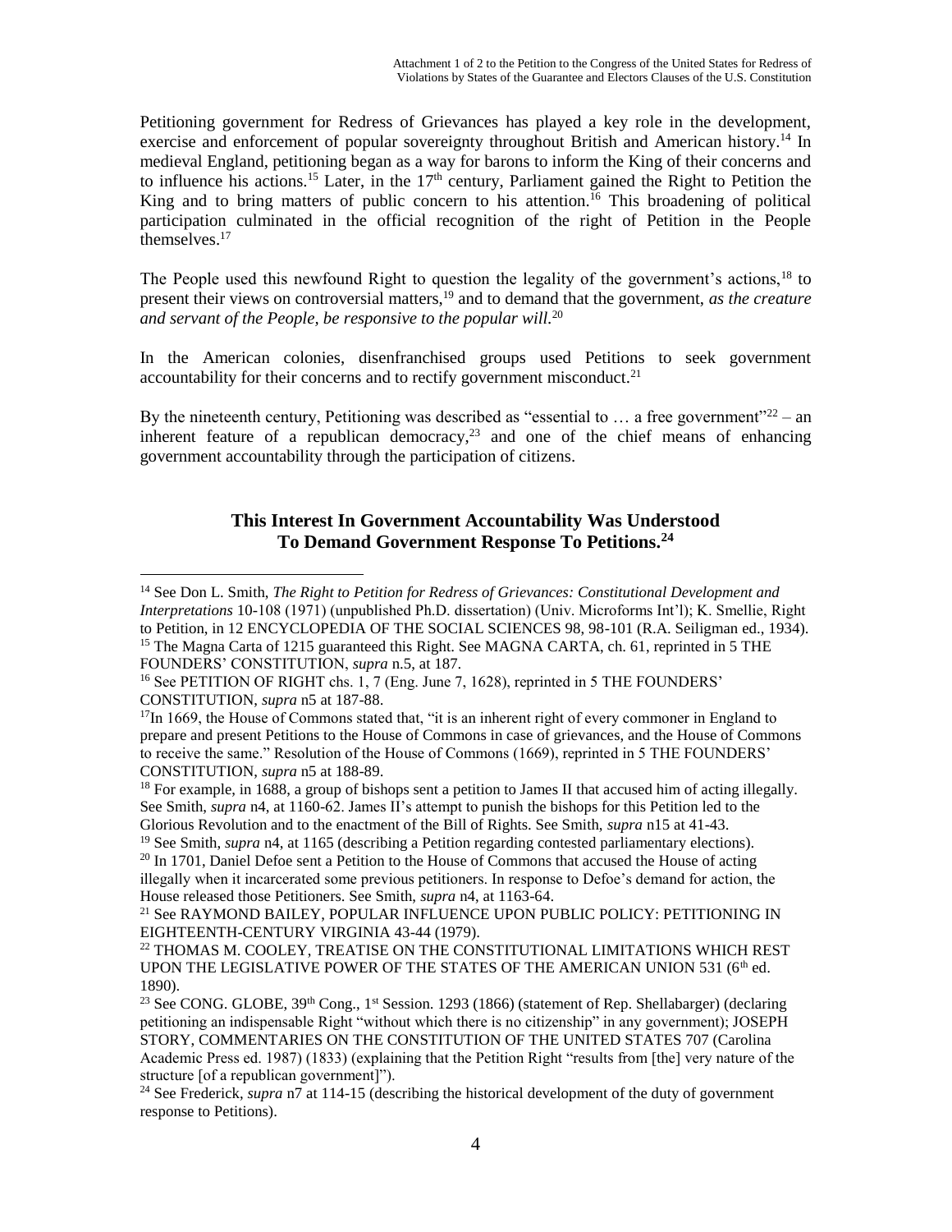Petitioning government for Redress of Grievances has played a key role in the development, exercise and enforcement of popular sovereignty throughout British and American history.[14] In medieval England, petitioning began as a way for barons to inform the King of their concerns and to influence his actions.[15] Later, in the 17th century, Parliament gained the Right to Petition the King and to bring matters of public concern to his attention.[16] This broadening of political participation culminated in the official recognition of the right of Petition in the People themselves.[17]

The People used this newfound Right to question the legality of the government's actions,[18] to present their views on controversial matters,[19] and to demand that the government, *as the creature and servant of the People, be responsive to the popular will*.[20]

In the American colonies, disenfranchised groups used Petitions to seek government accountability for their concerns and to rectify government misconduct.[21]

By the nineteenth century, Petitioning was described as "essential to … a free government"[22] – an inherent feature of a republican democracy,[23] and one of the chief means of enhancing government accountability through the participation of citizens.

**This Interest In Government Accountability Was Understood To Demand Government Response To Petitions.[24]**

---

[14] See Don L. Smith, *The Right to Petition for Redress of Grievances: Constitutional Development and Interpretations* 10-108 (1971) (unpublished Ph.D. dissertation) (Univ. Microforms Int'l); K. Smellie, Right to Petition, in 12 ENCYCLOPEDIA OF THE SOCIAL SCIENCES 98, 98-101 (R.A. Seiligman ed., 1934).

[15] The Magna Carta of 1215 guaranteed this Right. See MAGNA CARTA, ch. 61, reprinted in 5 THE FOUNDERS' CONSTITUTION, *supra* n.5, at 187.

[16] See PETITION OF RIGHT chs. 1, 7 (Eng. June 7, 1628), reprinted in 5 THE FOUNDERS' CONSTITUTION, *supra* n5 at 187-88.

[17] In 1669, the House of Commons stated that, "it is an inherent right of every commoner in England to prepare and present Petitions to the House of Commons in case of grievances, and the House of Commons to receive the same." Resolution of the House of Commons (1669), reprinted in 5 THE FOUNDERS' CONSTITUTION, *supra* n5 at 188-89.

[18] For example, in 1688, a group of bishops sent a petition to James II that accused him of acting illegally. See Smith, *supra* n4, at 1160-62. James II's attempt to punish the bishops for this Petition led to the Glorious Revolution and to the enactment of the Bill of Rights. See Smith, *supra* n15 at 41-43.

[19] See Smith, *supra* n4, at 1165 (describing a Petition regarding contested parliamentary elections).

[20] In 1701, Daniel Defoe sent a Petition to the House of Commons that accused the House of acting illegally when it incarcerated some previous petitioners. In response to Defoe's demand for action, the House released those Petitioners. See Smith, *supra* n4, at 1163-64.

[21] See RAYMOND BAILEY, POPULAR INFLUENCE UPON PUBLIC POLICY: PETITIONING IN EIGHTEENTH-CENTURY VIRGINIA 43-44 (1979).

[22] THOMAS M. COOLEY, TREATISE ON THE CONSTITUTIONAL LIMITATIONS WHICH REST UPON THE LEGISLATIVE POWER OF THE STATES OF THE AMERICAN UNION 531 (6th ed. 1890).

[23] See CONG. GLOBE, 39th Cong., 1st Session. 1293 (1866) (statement of Rep. Shellabarger) (declaring petitioning an indispensable Right "without which there is no citizenship" in any government); JOSEPH STORY, COMMENTARIES ON THE CONSTITUTION OF THE UNITED STATES 707 (Carolina Academic Press ed. 1987) (1833) (explaining that the Petition Right "results from [the] very nature of the structure [of a republican government]").

[24] See Frederick, *supra* n7 at 114-15 (describing the historical development of the duty of government response to Petitions).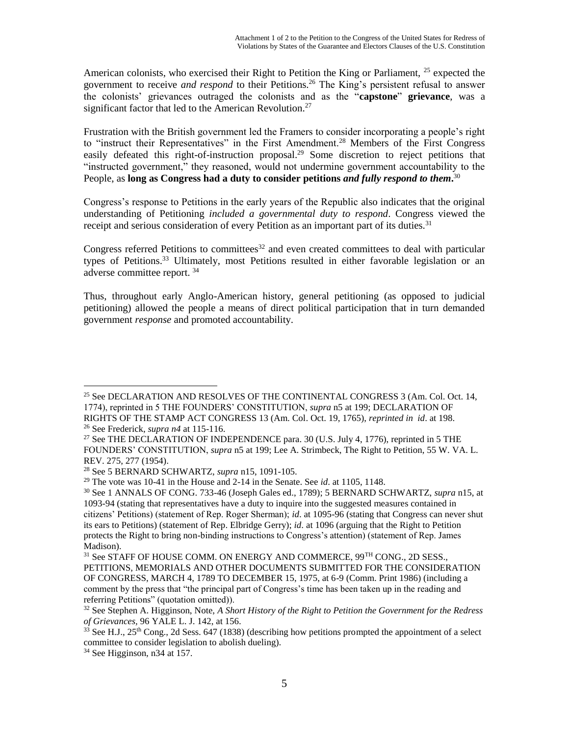American colonists, who exercised their Right to Petition the King or Parliament, [25] expected the government to receive *and respond* to their Petitions.[26] The King's persistent refusal to answer the colonists' grievances outraged the colonists and as the "**capstone**" **grievance**, was a significant factor that led to the American Revolution.[27]

Frustration with the British government led the Framers to consider incorporating a people's right to "instruct their Representatives" in the First Amendment.[28] Members of the First Congress easily defeated this right-of-instruction proposal.[29] Some discretion to reject petitions that "instructed government," they reasoned, would not undermine government accountability to the People, as **long as Congress had a duty to consider petitions *and fully respond to them*.**[30]

Congress's response to Petitions in the early years of the Republic also indicates that the original understanding of Petitioning *included a governmental duty to respond*. Congress viewed the receipt and serious consideration of every Petition as an important part of its duties.[31]

Congress referred Petitions to committees[32] and even created committees to deal with particular types of Petitions.[33] Ultimately, most Petitions resulted in either favorable legislation or an adverse committee report. [34]

Thus, throughout early Anglo-American history, general petitioning (as opposed to judicial petitioning) allowed the people a means of direct political participation that in turn demanded government *response* and promoted accountability.

---

[25] See DECLARATION AND RESOLVES OF THE CONTINENTAL CONGRESS 3 (Am. Col. Oct. 14, 1774), reprinted in 5 THE FOUNDERS' CONSTITUTION, *supra* n5 at 199; DECLARATION OF RIGHTS OF THE STAMP ACT CONGRESS 13 (Am. Col. Oct. 19, 1765), *reprinted in id*. at 198.

[26] See Frederick, *supra n4* at 115-116.

[27] See THE DECLARATION OF INDEPENDENCE para. 30 (U.S. July 4, 1776), reprinted in 5 THE FOUNDERS' CONSTITUTION, *supra* n5 at 199; Lee A. Strimbeck, The Right to Petition, 55 W. VA. L. REV. 275, 277 (1954).

[28] See 5 BERNARD SCHWARTZ, *supra* n15, 1091-105.

[29] The vote was 10-41 in the House and 2-14 in the Senate. See *id*. at 1105, 1148.

[30] See 1 ANNALS OF CONG. 733-46 (Joseph Gales ed., 1789); 5 BERNARD SCHWARTZ, *supra* n15, at 1093-94 (stating that representatives have a duty to inquire into the suggested measures contained in citizens' Petitions) (statement of Rep. Roger Sherman); *id*. at 1095-96 (stating that Congress can never shut its ears to Petitions) (statement of Rep. Elbridge Gerry); *id*. at 1096 (arguing that the Right to Petition protects the Right to bring non-binding instructions to Congress's attention) (statement of Rep. James Madison).

[31] See STAFF OF HOUSE COMM. ON ENERGY AND COMMERCE, 99TH CONG., 2D SESS., PETITIONS, MEMORIALS AND OTHER DOCUMENTS SUBMITTED FOR THE CONSIDERATION OF CONGRESS, MARCH 4, 1789 TO DECEMBER 15, 1975, at 6-9 (Comm. Print 1986) (including a comment by the press that "the principal part of Congress's time has been taken up in the reading and referring Petitions" (quotation omitted)).

[32] See Stephen A. Higginson, Note, *A Short History of the Right to Petition the Government for the Redress of Grievances*, 96 YALE L. J. 142, at 156.

[33] See H.J., 25th Cong., 2d Sess. 647 (1838) (describing how petitions prompted the appointment of a select committee to consider legislation to abolish dueling).

[34] See Higginson, n34 at 157.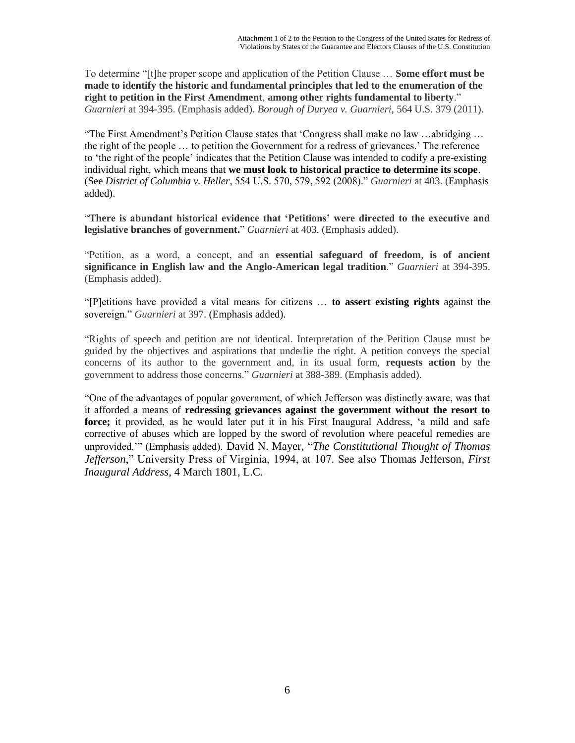To determine "[t]he proper scope and application of the Petition Clause … **Some effort must be made to identify the historic and fundamental principles that led to the enumeration of the right to petition in the First Amendment**, **among other rights fundamental to liberty**." *Guarnieri* at 394-395. (Emphasis added). *Borough of Duryea v. Guarnieri*, 564 U.S. 379 (2011).

"The First Amendment's Petition Clause states that 'Congress shall make no law …abridging … the right of the people … to petition the Government for a redress of grievances.' The reference to 'the right of the people' indicates that the Petition Clause was intended to codify a pre-existing individual right, which means that **we must look to historical practice to determine its scope**. (See *District of Columbia v. Heller*, 554 U.S. 570, 579, 592 (2008)." *Guarnieri* at 403. (Emphasis added).

"**There is abundant historical evidence that 'Petitions' were directed to the executive and legislative branches of government.**" *Guarnieri* at 403. (Emphasis added).

"Petition, as a word, a concept, and an **essential safeguard of freedom**, **is of ancient significance in English law and the Anglo-American legal tradition**." *Guarnieri* at 394-395. (Emphasis added).

"[P]etitions have provided a vital means for citizens … **to assert existing rights** against the sovereign." *Guarnieri* at 397. (Emphasis added).

"Rights of speech and petition are not identical. Interpretation of the Petition Clause must be guided by the objectives and aspirations that underlie the right. A petition conveys the special concerns of its author to the government and, in its usual form, **requests action** by the government to address those concerns." *Guarnieri* at 388-389. (Emphasis added).

"One of the advantages of popular government, of which Jefferson was distinctly aware, was that it afforded a means of **redressing grievances against the government without the resort to force;** it provided, as he would later put it in his First Inaugural Address, 'a mild and safe corrective of abuses which are lopped by the sword of revolution where peaceful remedies are unprovided.'" (Emphasis added). David N. Mayer, "*The Constitutional Thought of Thomas Jefferson*," University Press of Virginia, 1994, at 107. See also Thomas Jefferson, *First Inaugural Address*, 4 March 1801, L.C.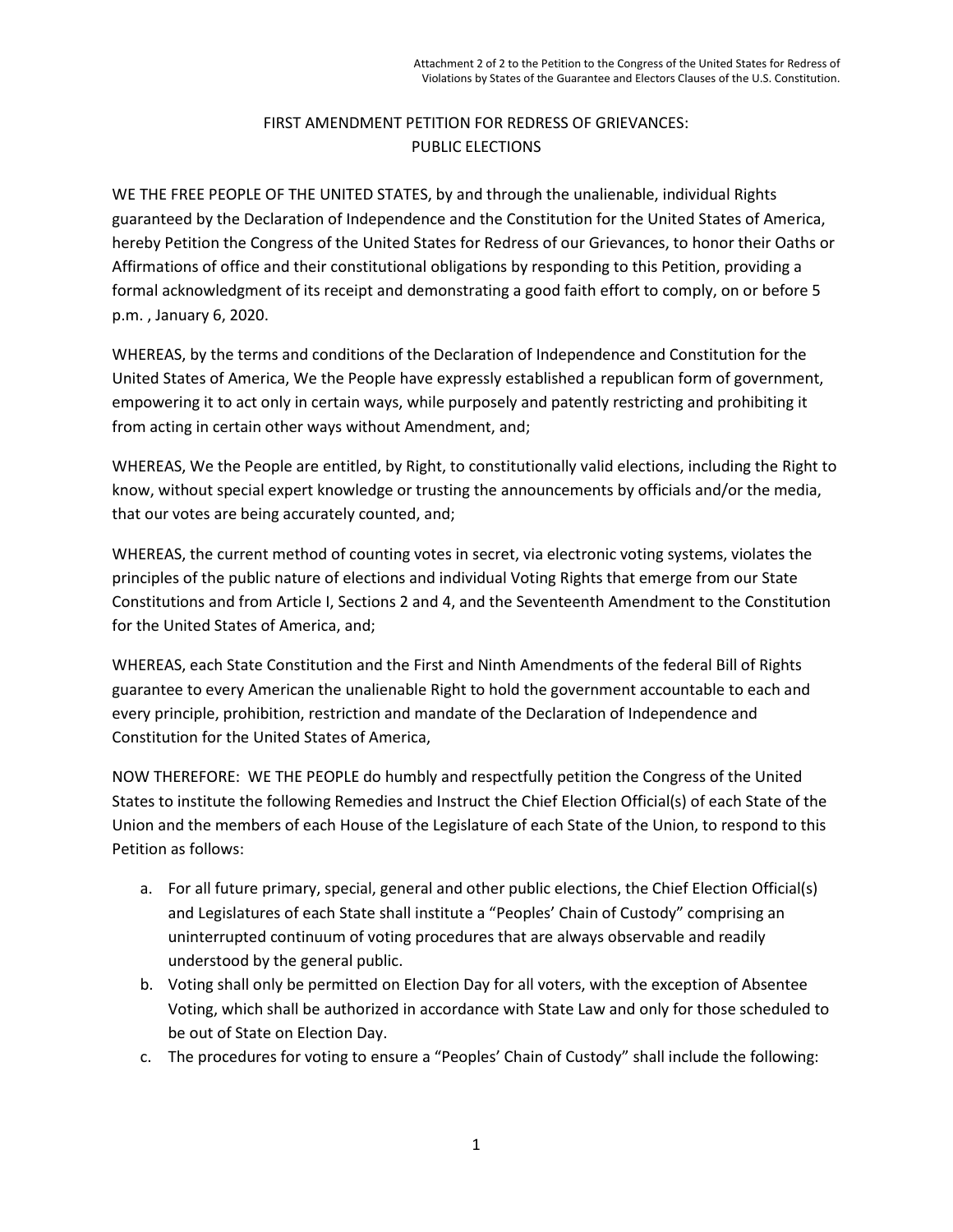Attachment 2 of 2 to the Petition to the Congress of the United States for Redress of Violations by States of the Guarantee and Electors Clauses of the U.S. Constitution.

# FIRST AMENDMENT PETITION FOR REDRESS OF GRIEVANCES: PUBLIC ELECTIONS

WE THE FREE PEOPLE OF THE UNITED STATES, by and through the unalienable, individual Rights guaranteed by the Declaration of Independence and the Constitution for the United States of America, hereby Petition the Congress of the United States for Redress of our Grievances, to honor their Oaths or Affirmations of office and their constitutional obligations by responding to this Petition, providing a formal acknowledgment of its receipt and demonstrating a good faith effort to comply, on or before 5 p.m. , January 6, 2020.

WHEREAS, by the terms and conditions of the Declaration of Independence and Constitution for the United States of America, We the People have expressly established a republican form of government, empowering it to act only in certain ways, while purposely and patently restricting and prohibiting it from acting in certain other ways without Amendment, and;

WHEREAS, We the People are entitled, by Right, to constitutionally valid elections, including the Right to know, without special expert knowledge or trusting the announcements by officials and/or the media, that our votes are being accurately counted, and;

WHEREAS, the current method of counting votes in secret, via electronic voting systems, violates the principles of the public nature of elections and individual Voting Rights that emerge from our State Constitutions and from Article I, Sections 2 and 4, and the Seventeenth Amendment to the Constitution for the United States of America, and;

WHEREAS, each State Constitution and the First and Ninth Amendments of the federal Bill of Rights guarantee to every American the unalienable Right to hold the government accountable to each and every principle, prohibition, restriction and mandate of the Declaration of Independence and Constitution for the United States of America,

NOW THEREFORE: WE THE PEOPLE do humbly and respectfully petition the Congress of the United States to institute the following Remedies and Instruct the Chief Election Official(s) of each State of the Union and the members of each House of the Legislature of each State of the Union, to respond to this Petition as follows:

a. For all future primary, special, general and other public elections, the Chief Election Official(s) and Legislatures of each State shall institute a "Peoples' Chain of Custody" comprising an uninterrupted continuum of voting procedures that are always observable and readily understood by the general public.
b. Voting shall only be permitted on Election Day for all voters, with the exception of Absentee Voting, which shall be authorized in accordance with State Law and only for those scheduled to be out of State on Election Day.
c. The procedures for voting to ensure a "Peoples' Chain of Custody" shall include the following: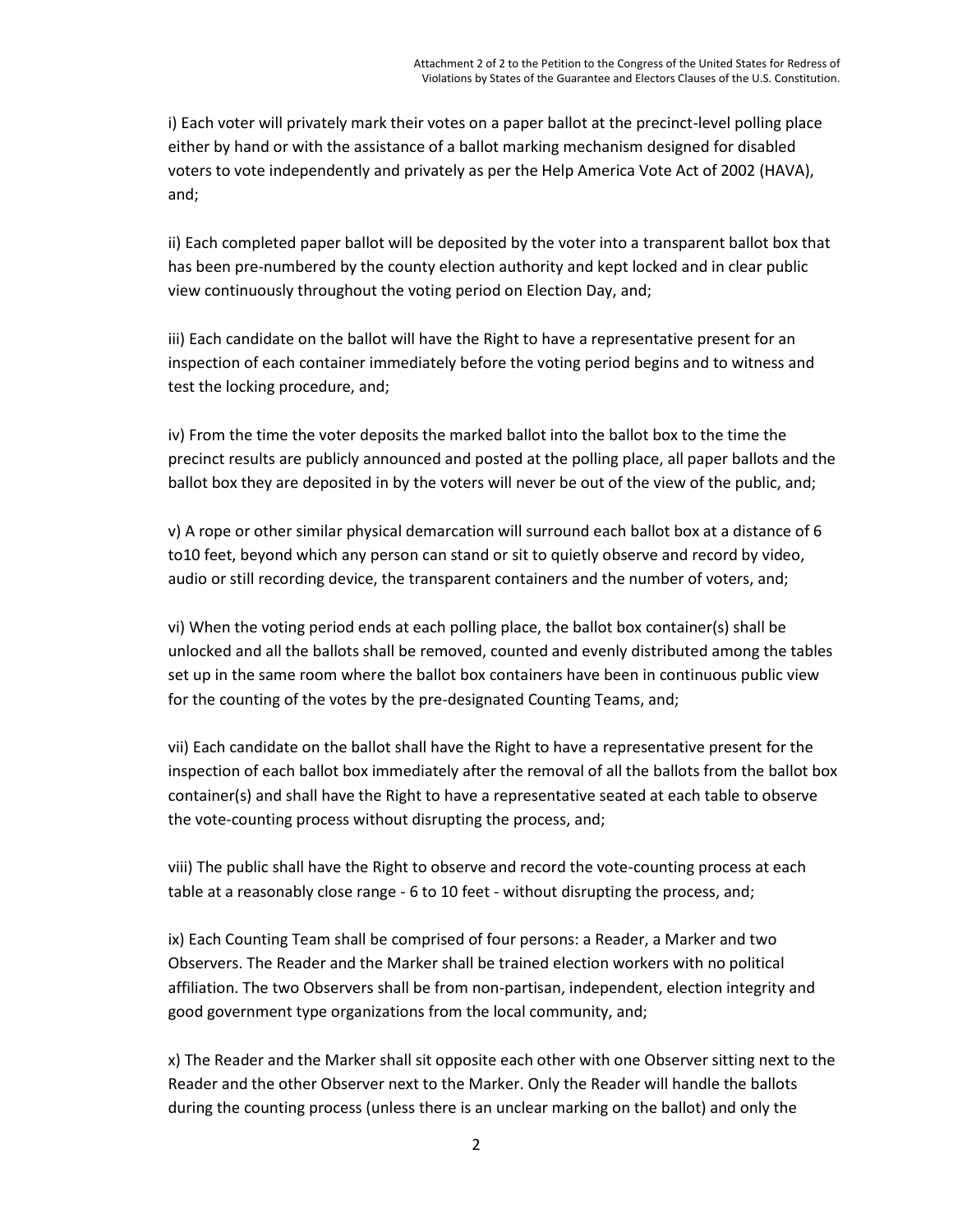i) Each voter will privately mark their votes on a paper ballot at the precinct-level polling place either by hand or with the assistance of a ballot marking mechanism designed for disabled voters to vote independently and privately as per the Help America Vote Act of 2002 (HAVA), and;

ii) Each completed paper ballot will be deposited by the voter into a transparent ballot box that has been pre-numbered by the county election authority and kept locked and in clear public view continuously throughout the voting period on Election Day, and;

iii) Each candidate on the ballot will have the Right to have a representative present for an inspection of each container immediately before the voting period begins and to witness and test the locking procedure, and;

iv) From the time the voter deposits the marked ballot into the ballot box to the time the precinct results are publicly announced and posted at the polling place, all paper ballots and the ballot box they are deposited in by the voters will never be out of the view of the public, and;

v) A rope or other similar physical demarcation will surround each ballot box at a distance of 6 to10 feet, beyond which any person can stand or sit to quietly observe and record by video, audio or still recording device, the transparent containers and the number of voters, and;

vi) When the voting period ends at each polling place, the ballot box container(s) shall be unlocked and all the ballots shall be removed, counted and evenly distributed among the tables set up in the same room where the ballot box containers have been in continuous public view for the counting of the votes by the pre-designated Counting Teams, and;

vii) Each candidate on the ballot shall have the Right to have a representative present for the inspection of each ballot box immediately after the removal of all the ballots from the ballot box container(s) and shall have the Right to have a representative seated at each table to observe the vote-counting process without disrupting the process, and;

viii) The public shall have the Right to observe and record the vote-counting process at each table at a reasonably close range - 6 to 10 feet - without disrupting the process, and;

ix) Each Counting Team shall be comprised of four persons: a Reader, a Marker and two Observers. The Reader and the Marker shall be trained election workers with no political affiliation. The two Observers shall be from non-partisan, independent, election integrity and good government type organizations from the local community, and;

x) The Reader and the Marker shall sit opposite each other with one Observer sitting next to the Reader and the other Observer next to the Marker. Only the Reader will handle the ballots during the counting process (unless there is an unclear marking on the ballot) and only the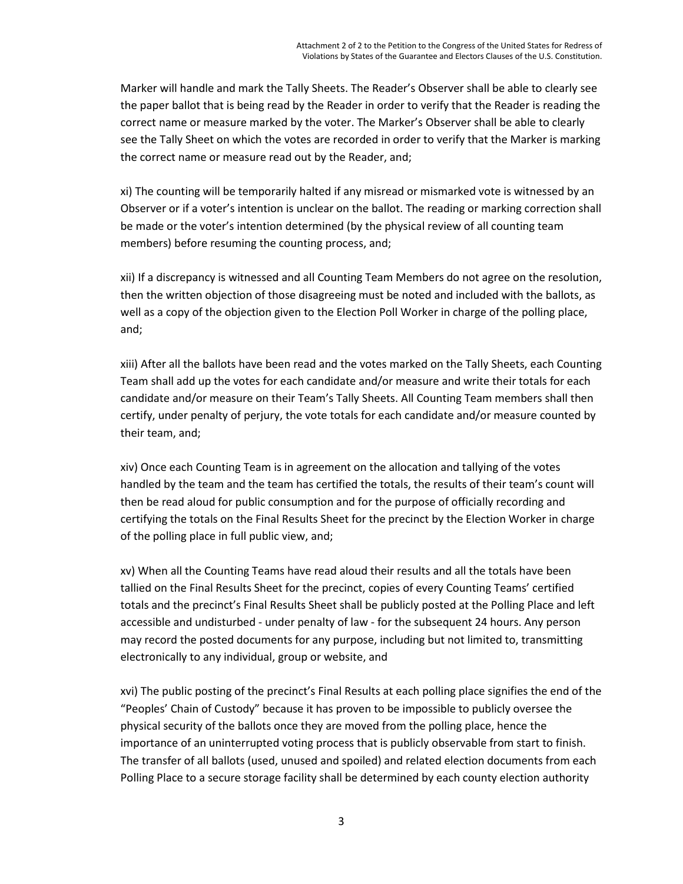Marker will handle and mark the Tally Sheets. The Reader's Observer shall be able to clearly see the paper ballot that is being read by the Reader in order to verify that the Reader is reading the correct name or measure marked by the voter. The Marker's Observer shall be able to clearly see the Tally Sheet on which the votes are recorded in order to verify that the Marker is marking the correct name or measure read out by the Reader, and;

xi) The counting will be temporarily halted if any misread or mismarked vote is witnessed by an Observer or if a voter's intention is unclear on the ballot. The reading or marking correction shall be made or the voter's intention determined (by the physical review of all counting team members) before resuming the counting process, and;

xii) If a discrepancy is witnessed and all Counting Team Members do not agree on the resolution, then the written objection of those disagreeing must be noted and included with the ballots, as well as a copy of the objection given to the Election Poll Worker in charge of the polling place, and;

xiii) After all the ballots have been read and the votes marked on the Tally Sheets, each Counting Team shall add up the votes for each candidate and/or measure and write their totals for each candidate and/or measure on their Team's Tally Sheets. All Counting Team members shall then certify, under penalty of perjury, the vote totals for each candidate and/or measure counted by their team, and;

xiv) Once each Counting Team is in agreement on the allocation and tallying of the votes handled by the team and the team has certified the totals, the results of their team's count will then be read aloud for public consumption and for the purpose of officially recording and certifying the totals on the Final Results Sheet for the precinct by the Election Worker in charge of the polling place in full public view, and;

xv) When all the Counting Teams have read aloud their results and all the totals have been tallied on the Final Results Sheet for the precinct, copies of every Counting Teams' certified totals and the precinct's Final Results Sheet shall be publicly posted at the Polling Place and left accessible and undisturbed - under penalty of law - for the subsequent 24 hours. Any person may record the posted documents for any purpose, including but not limited to, transmitting electronically to any individual, group or website, and

xvi) The public posting of the precinct's Final Results at each polling place signifies the end of the "Peoples' Chain of Custody" because it has proven to be impossible to publicly oversee the physical security of the ballots once they are moved from the polling place, hence the importance of an uninterrupted voting process that is publicly observable from start to finish. The transfer of all ballots (used, unused and spoiled) and related election documents from each Polling Place to a secure storage facility shall be determined by each county election authority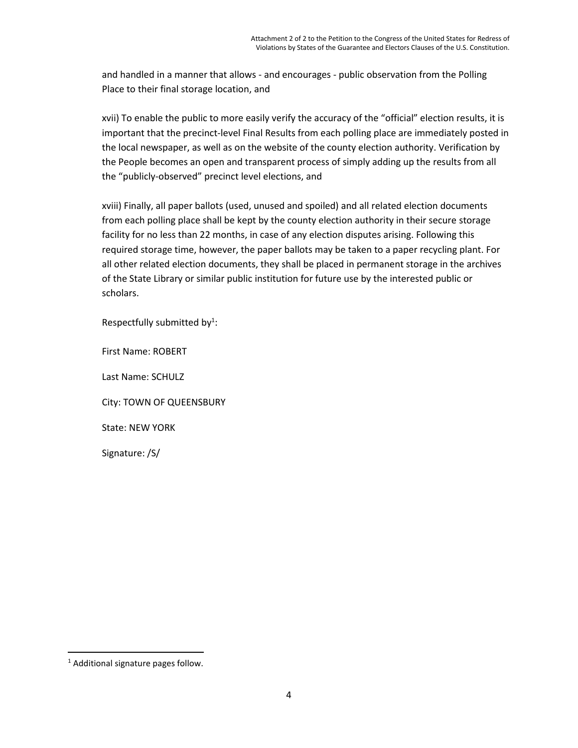and handled in a manner that allows - and encourages - public observation from the Polling Place to their final storage location, and

xvii) To enable the public to more easily verify the accuracy of the "official" election results, it is important that the precinct-level Final Results from each polling place are immediately posted in the local newspaper, as well as on the website of the county election authority. Verification by the People becomes an open and transparent process of simply adding up the results from all the "publicly-observed" precinct level elections, and

xviii) Finally, all paper ballots (used, unused and spoiled) and all related election documents from each polling place shall be kept by the county election authority in their secure storage facility for no less than 22 months, in case of any election disputes arising. Following this required storage time, however, the paper ballots may be taken to a paper recycling plant. For all other related election documents, they shall be placed in permanent storage in the archives of the State Library or similar public institution for future use by the interested public or scholars.

Respectfully submitted by[1]:

First Name: ROBERT

Last Name: SCHULZ

City: TOWN OF QUEENSBURY

State: NEW YORK

Signature: /S/

[1] Additional signature pages follow.